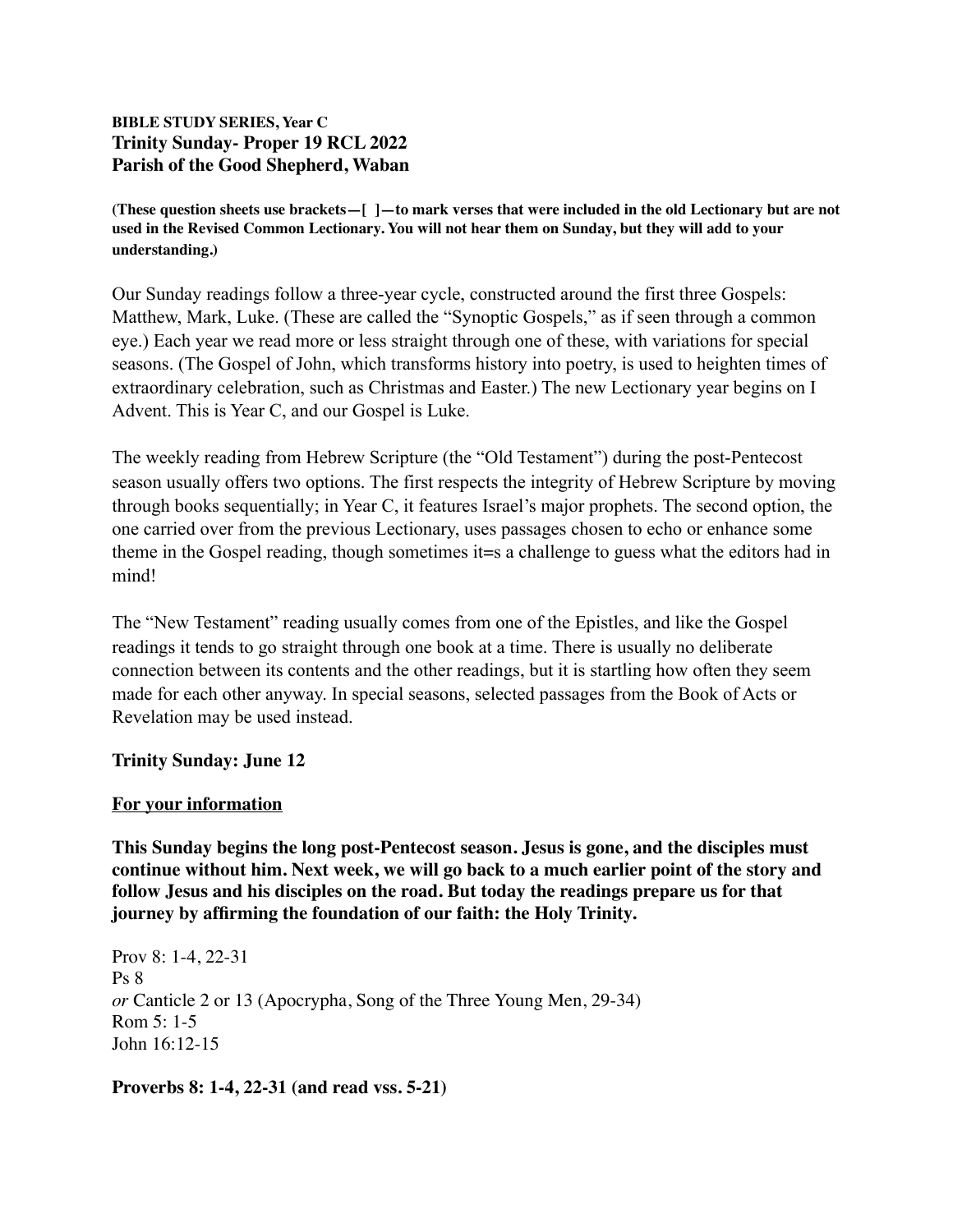**BIBLE STUDY SERIES, Year C**
**Trinity Sunday- Proper 19 RCL 2022**
**Parish of the Good Shepherd, Waban**

**(These question sheets use brackets—[ ]—to mark verses that were included in the old Lectionary but are not used in the Revised Common Lectionary. You will not hear them on Sunday, but they will add to your understanding.)**

Our Sunday readings follow a three-year cycle, constructed around the first three Gospels: Matthew, Mark, Luke. (These are called the "Synoptic Gospels," as if seen through a common eye.) Each year we read more or less straight through one of these, with variations for special seasons. (The Gospel of John, which transforms history into poetry, is used to heighten times of extraordinary celebration, such as Christmas and Easter.) The new Lectionary year begins on I Advent. This is Year C, and our Gospel is Luke.

The weekly reading from Hebrew Scripture (the "Old Testament") during the post-Pentecost season usually offers two options. The first respects the integrity of Hebrew Scripture by moving through books sequentially; in Year C, it features Israel's major prophets. The second option, the one carried over from the previous Lectionary, uses passages chosen to echo or enhance some theme in the Gospel reading, though sometimes it=s a challenge to guess what the editors had in mind!

The "New Testament" reading usually comes from one of the Epistles, and like the Gospel readings it tends to go straight through one book at a time. There is usually no deliberate connection between its contents and the other readings, but it is startling how often they seem made for each other anyway. In special seasons, selected passages from the Book of Acts or Revelation may be used instead.

**Trinity Sunday: June 12**

**<u>For your information</u>**

**This Sunday begins the long post-Pentecost season. Jesus is gone, and the disciples must continue without him. Next week, we will go back to a much earlier point of the story and follow Jesus and his disciples on the road. But today the readings prepare us for that journey by affirming the foundation of our faith: the Holy Trinity.**

Prov 8: 1-4, 22-31
Ps 8
*or* Canticle 2 or 13 (Apocrypha, Song of the Three Young Men, 29-34)
Rom 5: 1-5
John 16:12-15

**Proverbs 8: 1-4, 22-31 (and read vss. 5-21)**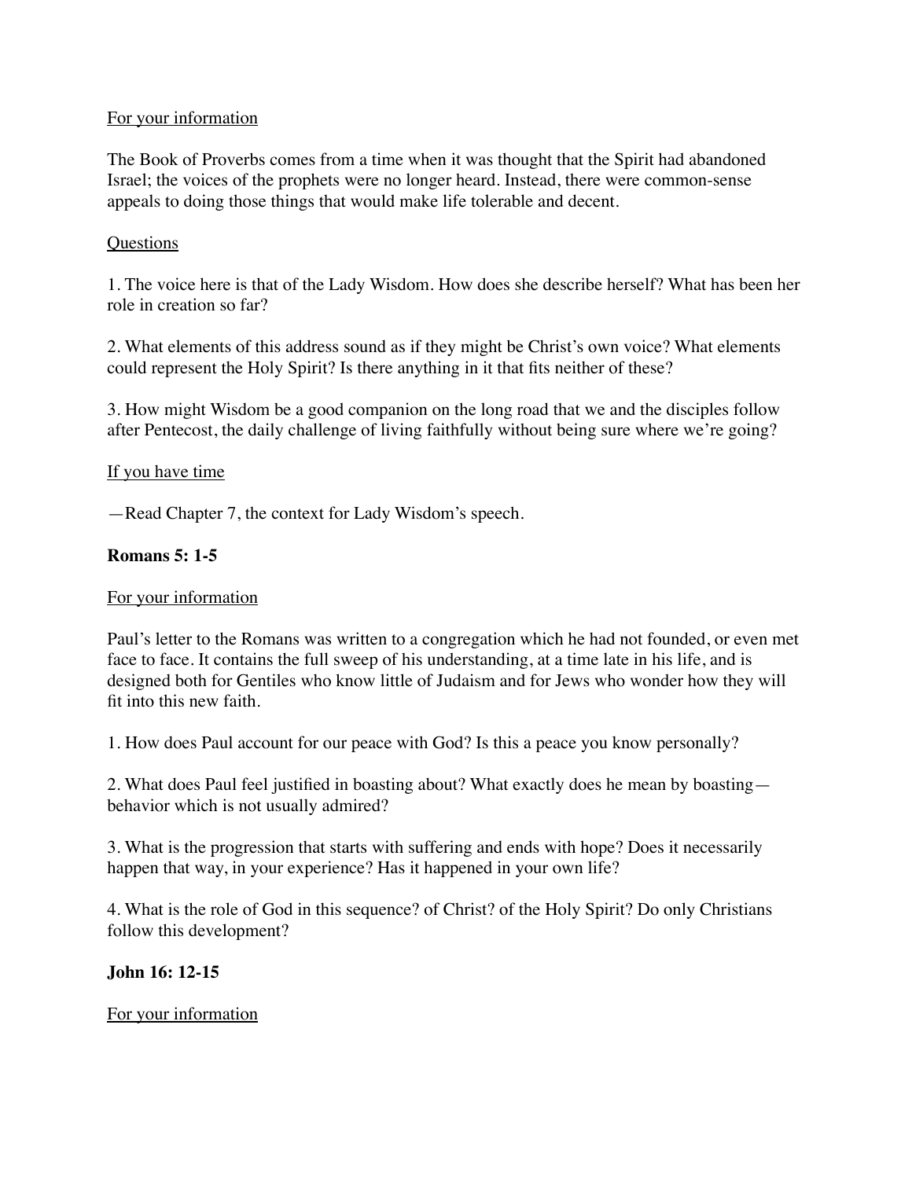For your information

The Book of Proverbs comes from a time when it was thought that the Spirit had abandoned Israel; the voices of the prophets were no longer heard. Instead, there were common-sense appeals to doing those things that would make life tolerable and decent.

Questions

1. The voice here is that of the Lady Wisdom. How does she describe herself? What has been her role in creation so far?

2. What elements of this address sound as if they might be Christ's own voice? What elements could represent the Holy Spirit? Is there anything in it that fits neither of these?

3. How might Wisdom be a good companion on the long road that we and the disciples follow after Pentecost, the daily challenge of living faithfully without being sure where we're going?

If you have time

—Read Chapter 7, the context for Lady Wisdom's speech.

**Romans 5: 1-5**

For your information

Paul's letter to the Romans was written to a congregation which he had not founded, or even met face to face. It contains the full sweep of his understanding, at a time late in his life, and is designed both for Gentiles who know little of Judaism and for Jews who wonder how they will fit into this new faith.

1. How does Paul account for our peace with God? Is this a peace you know personally?

2. What does Paul feel justified in boasting about? What exactly does he mean by boasting—behavior which is not usually admired?

3. What is the progression that starts with suffering and ends with hope? Does it necessarily happen that way, in your experience? Has it happened in your own life?

4. What is the role of God in this sequence? of Christ? of the Holy Spirit? Do only Christians follow this development?

**John 16: 12-15**

For your information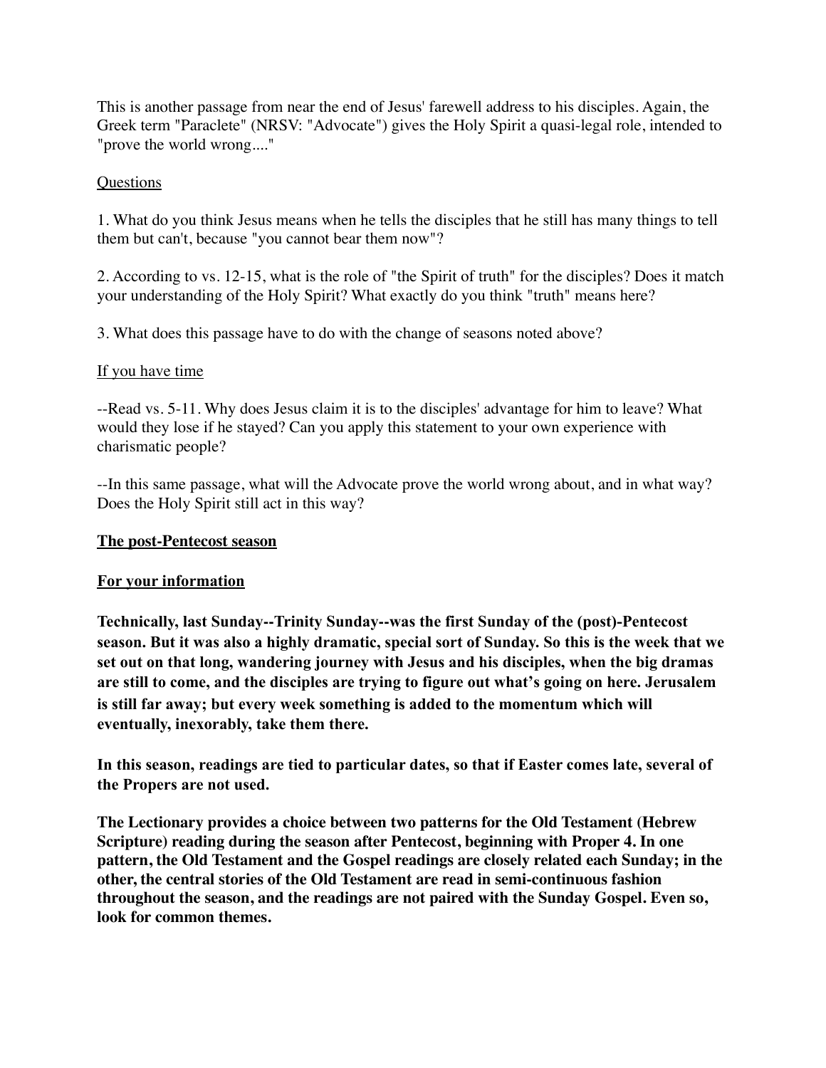This is another passage from near the end of Jesus' farewell address to his disciples. Again, the Greek term "Paraclete" (NRSV: "Advocate") gives the Holy Spirit a quasi-legal role, intended to "prove the world wrong...."

Questions

1. What do you think Jesus means when he tells the disciples that he still has many things to tell them but can't, because "you cannot bear them now"?

2. According to vs. 12-15, what is the role of "the Spirit of truth" for the disciples? Does it match your understanding of the Holy Spirit? What exactly do you think "truth" means here?

3. What does this passage have to do with the change of seasons noted above?

If you have time

--Read vs. 5-11. Why does Jesus claim it is to the disciples' advantage for him to leave? What would they lose if he stayed? Can you apply this statement to your own experience with charismatic people?

--In this same passage, what will the Advocate prove the world wrong about, and in what way? Does the Holy Spirit still act in this way?

**The post-Pentecost season**

**For your information**

**Technically, last Sunday--Trinity Sunday--was the first Sunday of the (post)-Pentecost season. But it was also a highly dramatic, special sort of Sunday. So this is the week that we set out on that long, wandering journey with Jesus and his disciples, when the big dramas are still to come, and the disciples are trying to figure out what's going on here. Jerusalem is still far away; but every week something is added to the momentum which will eventually, inexorably, take them there.**

**In this season, readings are tied to particular dates, so that if Easter comes late, several of the Propers are not used.**

**The Lectionary provides a choice between two patterns for the Old Testament (Hebrew Scripture) reading during the season after Pentecost, beginning with Proper 4. In one pattern, the Old Testament and the Gospel readings are closely related each Sunday; in the other, the central stories of the Old Testament are read in semi-continuous fashion throughout the season, and the readings are not paired with the Sunday Gospel. Even so, look for common themes.**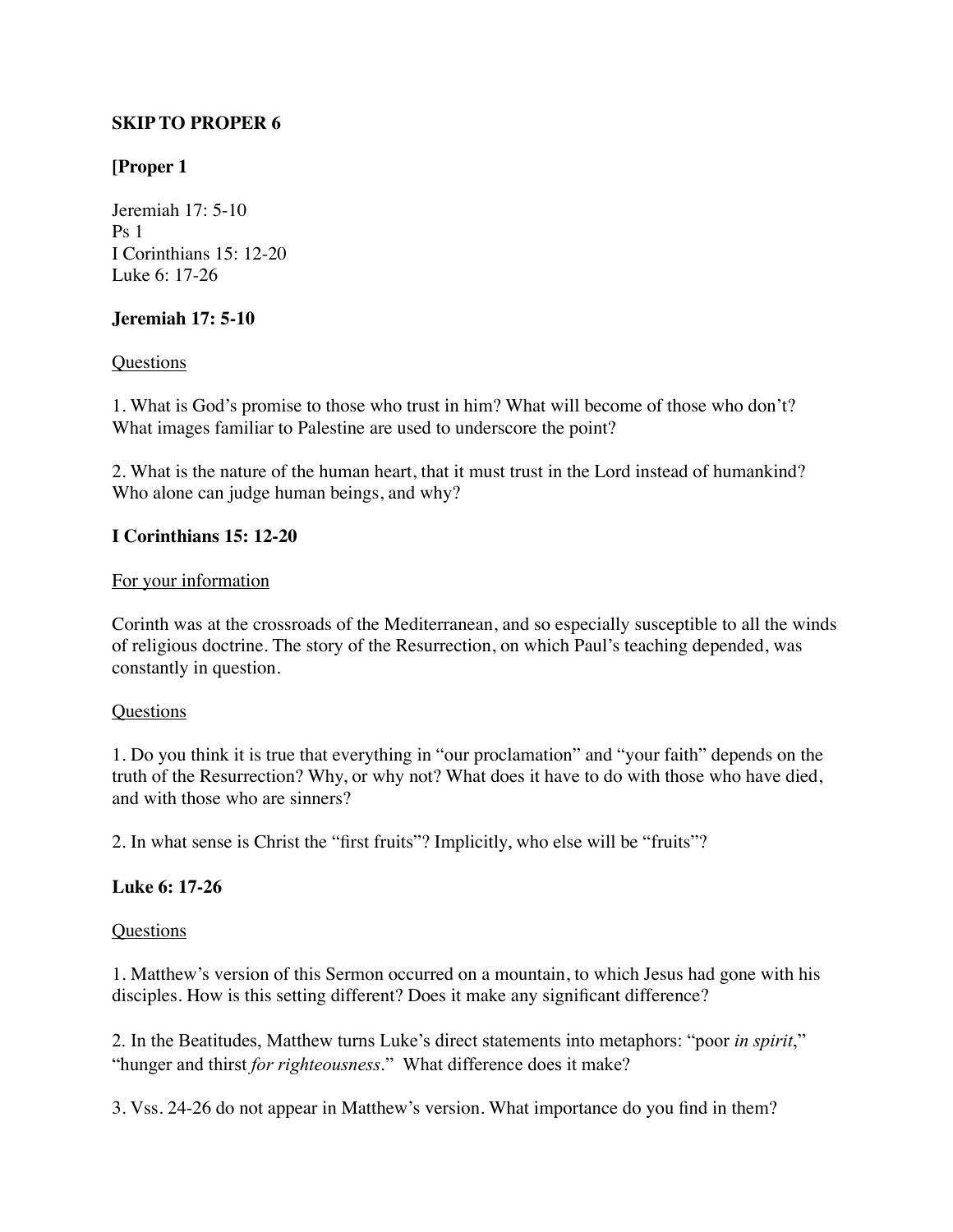**SKIP TO PROPER 6**

**[Proper 1**

Jeremiah 17: 5-10
Ps 1
I Corinthians 15: 12-20
Luke 6: 17-26

**Jeremiah 17: 5-10**

Questions

1. What is God's promise to those who trust in him? What will become of those who don't? What images familiar to Palestine are used to underscore the point?

2. What is the nature of the human heart, that it must trust in the Lord instead of humankind? Who alone can judge human beings, and why?

**I Corinthians 15: 12-20**

For your information

Corinth was at the crossroads of the Mediterranean, and so especially susceptible to all the winds of religious doctrine. The story of the Resurrection, on which Paul's teaching depended, was constantly in question.

Questions

1. Do you think it is true that everything in "our proclamation" and "your faith" depends on the truth of the Resurrection? Why, or why not? What does it have to do with those who have died, and with those who are sinners?

2. In what sense is Christ the "first fruits"? Implicitly, who else will be "fruits"?

**Luke 6: 17-26**

Questions

1. Matthew's version of this Sermon occurred on a mountain, to which Jesus had gone with his disciples. How is this setting different? Does it make any significant difference?

2. In the Beatitudes, Matthew turns Luke's direct statements into metaphors: "poor *in spirit*," "hunger and thirst *for righteousness*." What difference does it make?

3. Vss. 24-26 do not appear in Matthew's version. What importance do you find in them?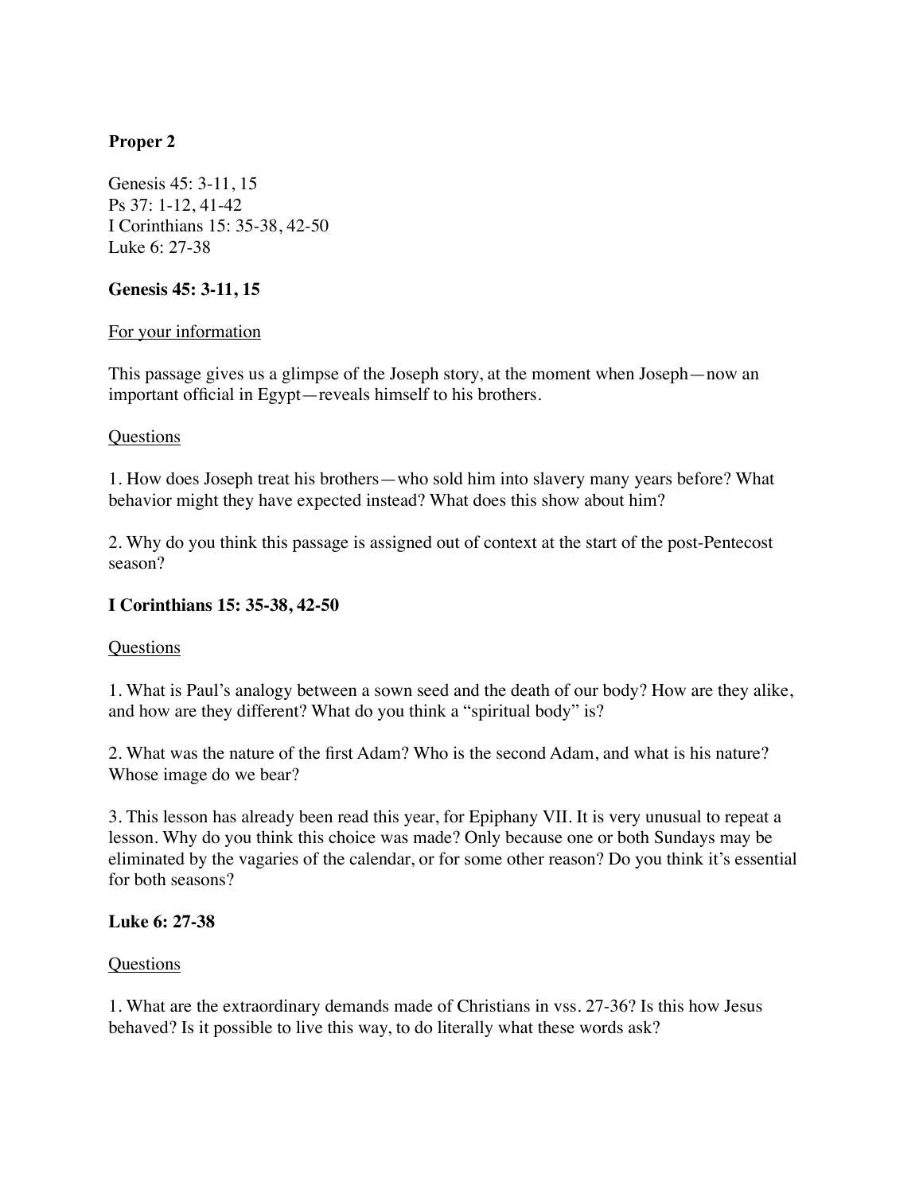## Proper 2

Genesis 45: 3-11, 15
Ps 37: 1-12, 41-42
I Corinthians 15: 35-38, 42-50
Luke 6: 27-38

### Genesis 45: 3-11, 15

<u>For your information</u>

This passage gives us a glimpse of the Joseph story, at the moment when Joseph—now an important official in Egypt—reveals himself to his brothers.

<u>Questions</u>

1. How does Joseph treat his brothers—who sold him into slavery many years before? What behavior might they have expected instead? What does this show about him?

2. Why do you think this passage is assigned out of context at the start of the post-Pentecost season?

### I Corinthians 15: 35-38, 42-50

<u>Questions</u>

1. What is Paul's analogy between a sown seed and the death of our body? How are they alike, and how are they different? What do you think a "spiritual body" is?

2. What was the nature of the first Adam? Who is the second Adam, and what is his nature? Whose image do we bear?

3. This lesson has already been read this year, for Epiphany VII. It is very unusual to repeat a lesson. Why do you think this choice was made? Only because one or both Sundays may be eliminated by the vagaries of the calendar, or for some other reason? Do you think it's essential for both seasons?

### Luke 6: 27-38

<u>Questions</u>

1. What are the extraordinary demands made of Christians in vss. 27-36? Is this how Jesus behaved? Is it possible to live this way, to do literally what these words ask?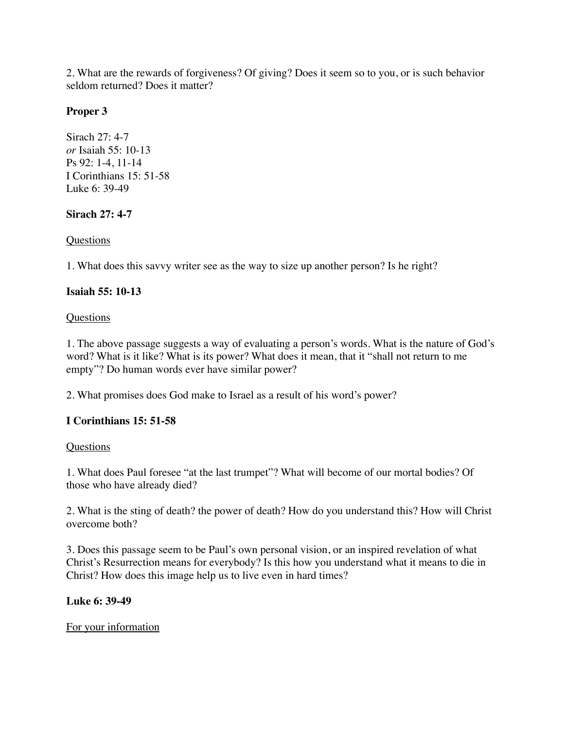2. What are the rewards of forgiveness? Of giving? Does it seem so to you, or is such behavior seldom returned? Does it matter?

**Proper 3**

Sirach 27: 4-7
*or* Isaiah 55: 10-13
Ps 92: 1-4, 11-14
I Corinthians 15: 51-58
Luke 6: 39-49

**Sirach 27: 4-7**

<u>Questions</u>

1. What does this savvy writer see as the way to size up another person? Is he right?

**Isaiah 55: 10-13**

<u>Questions</u>

1. The above passage suggests a way of evaluating a person's words. What is the nature of God's word? What is it like? What is its power? What does it mean, that it "shall not return to me empty"? Do human words ever have similar power?

2. What promises does God make to Israel as a result of his word's power?

**I Corinthians 15: 51-58**

<u>Questions</u>

1. What does Paul foresee "at the last trumpet"? What will become of our mortal bodies? Of those who have already died?

2. What is the sting of death? the power of death? How do you understand this? How will Christ overcome both?

3. Does this passage seem to be Paul's own personal vision, or an inspired revelation of what Christ's Resurrection means for everybody? Is this how you understand what it means to die in Christ? How does this image help us to live even in hard times?

**Luke 6: 39-49**

<u>For your information</u>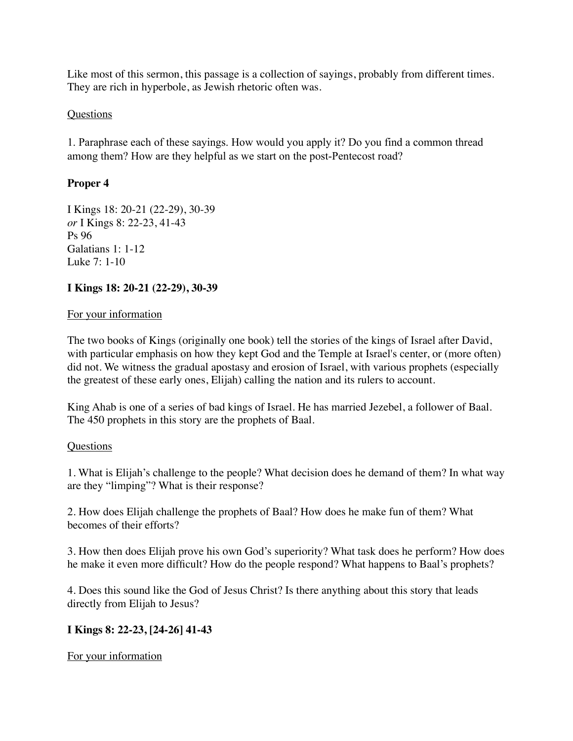Like most of this sermon, this passage is a collection of sayings, probably from different times. They are rich in hyperbole, as Jewish rhetoric often was.

<u>Questions</u>

1. Paraphrase each of these sayings. How would you apply it? Do you find a common thread among them? How are they helpful as we start on the post-Pentecost road?

## Proper 4

I Kings 18: 20-21 (22-29), 30-39
*or* I Kings 8: 22-23, 41-43
Ps 96
Galatians 1: 1-12
Luke 7: 1-10

### I Kings 18: 20-21 (22-29), 30-39

<u>For your information</u>

The two books of Kings (originally one book) tell the stories of the kings of Israel after David, with particular emphasis on how they kept God and the Temple at Israel's center, or (more often) did not. We witness the gradual apostasy and erosion of Israel, with various prophets (especially the greatest of these early ones, Elijah) calling the nation and its rulers to account.

King Ahab is one of a series of bad kings of Israel. He has married Jezebel, a follower of Baal. The 450 prophets in this story are the prophets of Baal.

<u>Questions</u>

1. What is Elijah's challenge to the people? What decision does he demand of them? In what way are they "limping"? What is their response?

2. How does Elijah challenge the prophets of Baal? How does he make fun of them? What becomes of their efforts?

3. How then does Elijah prove his own God's superiority? What task does he perform? How does he make it even more difficult? How do the people respond? What happens to Baal's prophets?

4. Does this sound like the God of Jesus Christ? Is there anything about this story that leads directly from Elijah to Jesus?

### I Kings 8: 22-23, [24-26] 41-43

<u>For your information</u>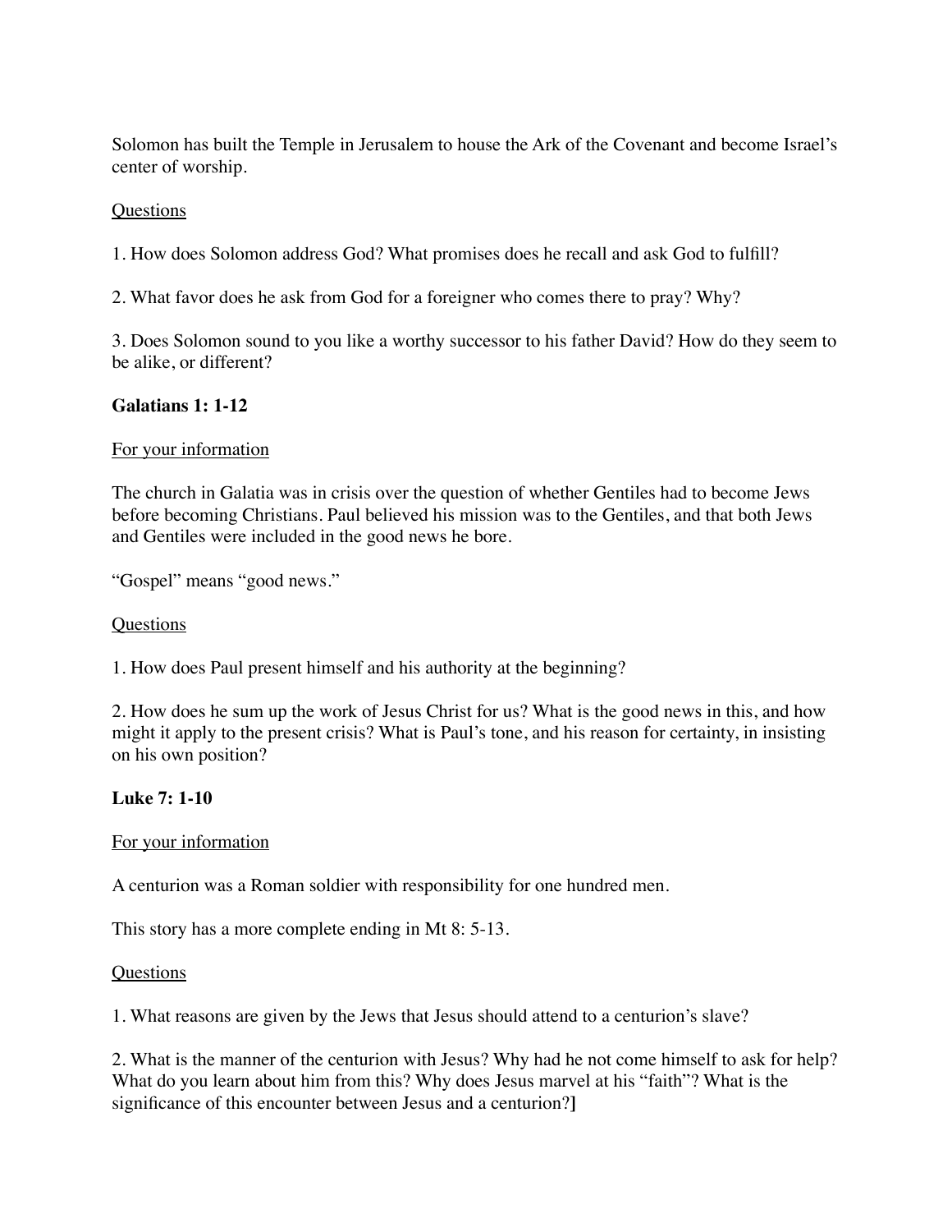Solomon has built the Temple in Jerusalem to house the Ark of the Covenant and become Israel's center of worship.

<u>Questions</u>

1. How does Solomon address God? What promises does he recall and ask God to fulfill?

2. What favor does he ask from God for a foreigner who comes there to pray? Why?

3. Does Solomon sound to you like a worthy successor to his father David? How do they seem to be alike, or different?

**Galatians 1: 1-12**

<u>For your information</u>

The church in Galatia was in crisis over the question of whether Gentiles had to become Jews before becoming Christians. Paul believed his mission was to the Gentiles, and that both Jews and Gentiles were included in the good news he bore.

"Gospel" means "good news."

<u>Questions</u>

1. How does Paul present himself and his authority at the beginning?

2. How does he sum up the work of Jesus Christ for us? What is the good news in this, and how might it apply to the present crisis? What is Paul's tone, and his reason for certainty, in insisting on his own position?

**Luke 7: 1-10**

<u>For your information</u>

A centurion was a Roman soldier with responsibility for one hundred men.

This story has a more complete ending in Mt 8: 5-13.

<u>Questions</u>

1. What reasons are given by the Jews that Jesus should attend to a centurion's slave?

2. What is the manner of the centurion with Jesus? Why had he not come himself to ask for help? What do you learn about him from this? Why does Jesus marvel at his "faith"? What is the significance of this encounter between Jesus and a centurion?**]**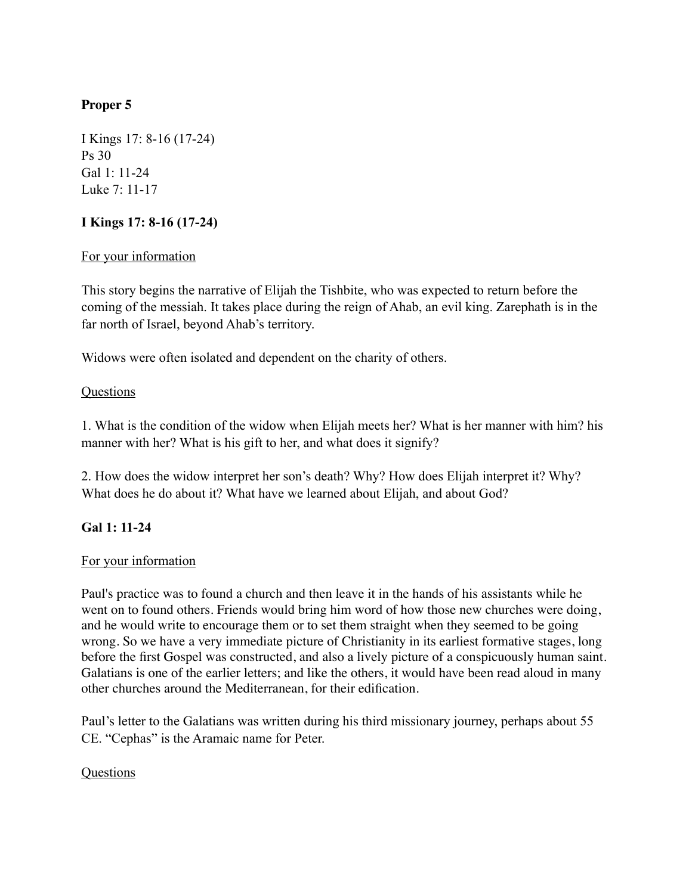**Proper 5**

I Kings 17: 8-16 (17-24)
Ps 30
Gal 1: 11-24
Luke 7: 11-17

**I Kings 17: 8-16 (17-24)**

For your information

This story begins the narrative of Elijah the Tishbite, who was expected to return before the coming of the messiah. It takes place during the reign of Ahab, an evil king. Zarephath is in the far north of Israel, beyond Ahab's territory.

Widows were often isolated and dependent on the charity of others.

Questions

1. What is the condition of the widow when Elijah meets her? What is her manner with him? his manner with her? What is his gift to her, and what does it signify?

2. How does the widow interpret her son's death? Why? How does Elijah interpret it? Why? What does he do about it? What have we learned about Elijah, and about God?

**Gal 1: 11-24**

For your information

Paul's practice was to found a church and then leave it in the hands of his assistants while he went on to found others. Friends would bring him word of how those new churches were doing, and he would write to encourage them or to set them straight when they seemed to be going wrong. So we have a very immediate picture of Christianity in its earliest formative stages, long before the first Gospel was constructed, and also a lively picture of a conspicuously human saint. Galatians is one of the earlier letters; and like the others, it would have been read aloud in many other churches around the Mediterranean, for their edification.

Paul's letter to the Galatians was written during his third missionary journey, perhaps about 55 CE. "Cephas" is the Aramaic name for Peter.

Questions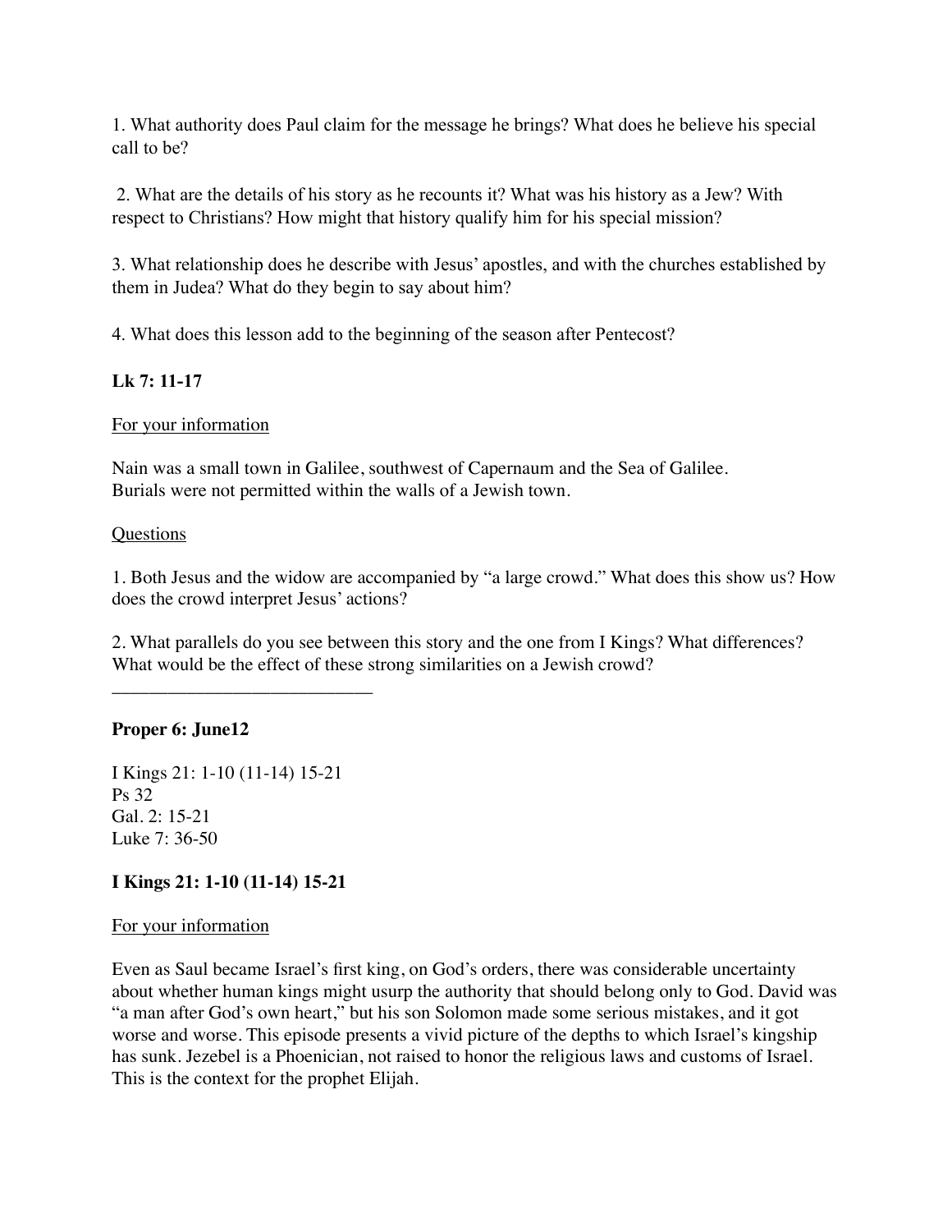1. What authority does Paul claim for the message he brings? What does he believe his special call to be?

2. What are the details of his story as he recounts it? What was his history as a Jew? With respect to Christians? How might that history qualify him for his special mission?

3. What relationship does he describe with Jesus' apostles, and with the churches established by them in Judea? What do they begin to say about him?

4. What does this lesson add to the beginning of the season after Pentecost?

**Lk 7: 11-17**

For your information

Nain was a small town in Galilee, southwest of Capernaum and the Sea of Galilee.
Burials were not permitted within the walls of a Jewish town.

Questions

1. Both Jesus and the widow are accompanied by "a large crowd." What does this show us? How does the crowd interpret Jesus' actions?

2. What parallels do you see between this story and the one from I Kings? What differences? What would be the effect of these strong similarities on a Jewish crowd?

___________________________

**Proper 6: June12**

I Kings 21: 1-10 (11-14) 15-21
Ps 32
Gal. 2: 15-21
Luke 7: 36-50

**I Kings 21: 1-10 (11-14) 15-21**

For your information

Even as Saul became Israel's first king, on God's orders, there was considerable uncertainty about whether human kings might usurp the authority that should belong only to God. David was "a man after God's own heart," but his son Solomon made some serious mistakes, and it got worse and worse. This episode presents a vivid picture of the depths to which Israel's kingship has sunk. Jezebel is a Phoenician, not raised to honor the religious laws and customs of Israel. This is the context for the prophet Elijah.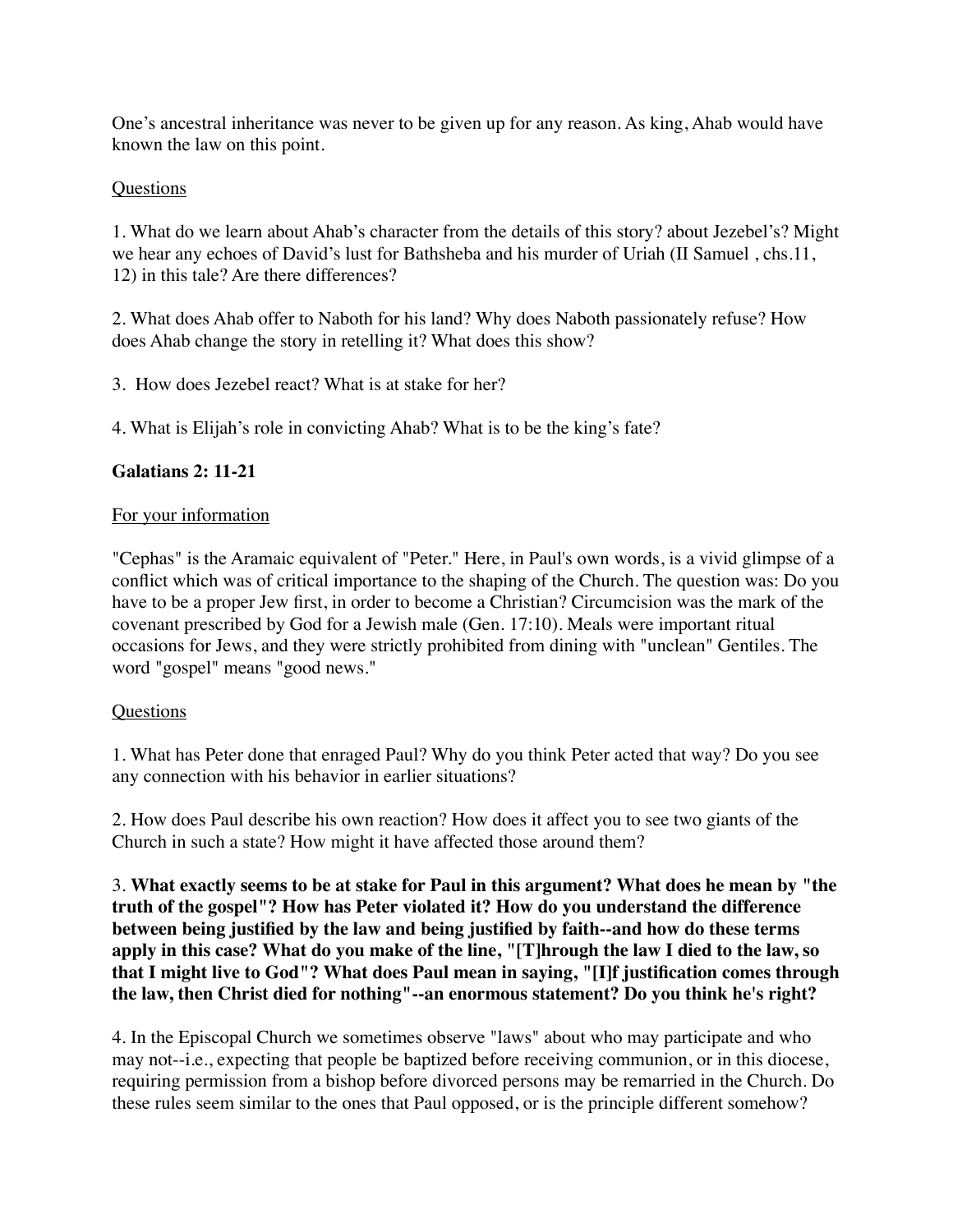One's ancestral inheritance was never to be given up for any reason. As king, Ahab would have known the law on this point.

<u>Questions</u>

1. What do we learn about Ahab's character from the details of this story? about Jezebel's? Might we hear any echoes of David's lust for Bathsheba and his murder of Uriah (II Samuel , chs.11, 12) in this tale? Are there differences?

2. What does Ahab offer to Naboth for his land? Why does Naboth passionately refuse? How does Ahab change the story in retelling it? What does this show?

3. How does Jezebel react? What is at stake for her?

4. What is Elijah's role in convicting Ahab? What is to be the king's fate?

**Galatians 2: 11-21**

<u>For your information</u>

"Cephas" is the Aramaic equivalent of "Peter." Here, in Paul's own words, is a vivid glimpse of a conflict which was of critical importance to the shaping of the Church. The question was: Do you have to be a proper Jew first, in order to become a Christian? Circumcision was the mark of the covenant prescribed by God for a Jewish male (Gen. 17:10). Meals were important ritual occasions for Jews, and they were strictly prohibited from dining with "unclean" Gentiles. The word "gospel" means "good news."

<u>Questions</u>

1. What has Peter done that enraged Paul? Why do you think Peter acted that way? Do you see any connection with his behavior in earlier situations?

2. How does Paul describe his own reaction? How does it affect you to see two giants of the Church in such a state? How might it have affected those around them?

3. **What exactly seems to be at stake for Paul in this argument? What does he mean by "the truth of the gospel"? How has Peter violated it? How do you understand the difference between being justified by the law and being justified by faith--and how do these terms apply in this case? What do you make of the line, "[T]hrough the law I died to the law, so that I might live to God"? What does Paul mean in saying, "[I]f justification comes through the law, then Christ died for nothing"--an enormous statement? Do you think he's right?**

4. In the Episcopal Church we sometimes observe "laws" about who may participate and who may not--i.e., expecting that people be baptized before receiving communion, or in this diocese, requiring permission from a bishop before divorced persons may be remarried in the Church. Do these rules seem similar to the ones that Paul opposed, or is the principle different somehow?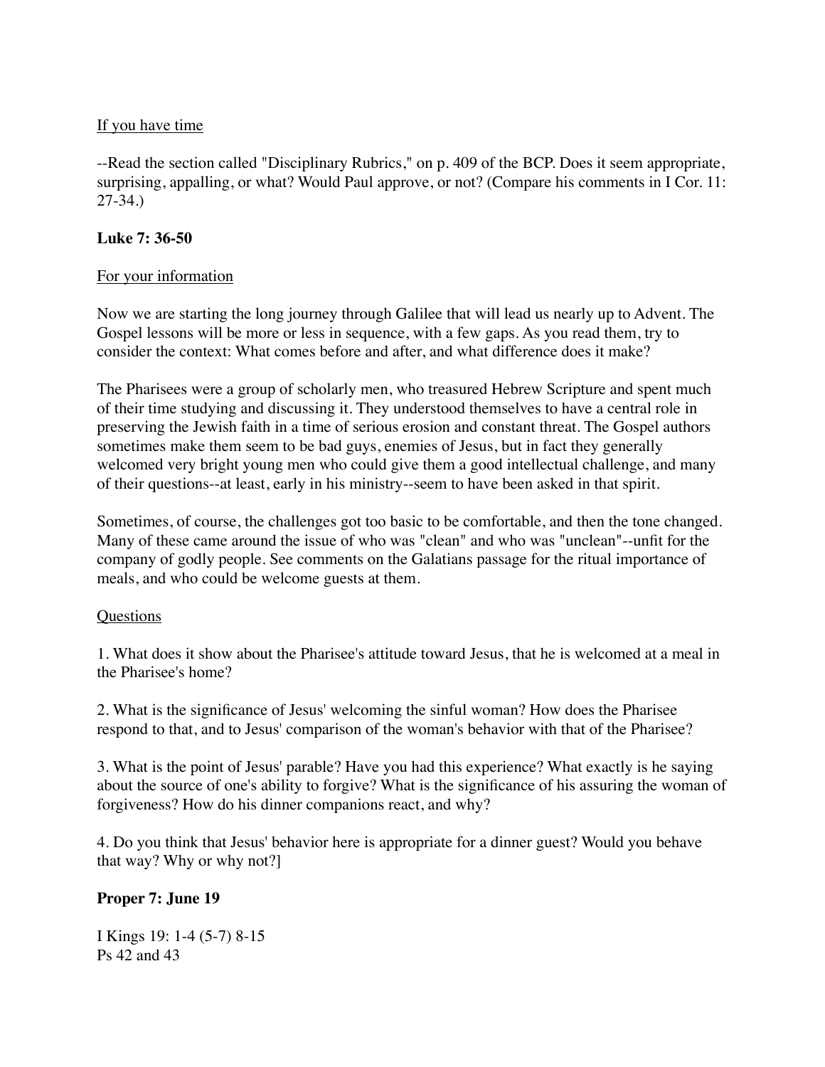If you have time

--Read the section called "Disciplinary Rubrics," on p. 409 of the BCP. Does it seem appropriate, surprising, appalling, or what? Would Paul approve, or not? (Compare his comments in I Cor. 11: 27-34.)

**Luke 7: 36-50**

For your information

Now we are starting the long journey through Galilee that will lead us nearly up to Advent. The Gospel lessons will be more or less in sequence, with a few gaps. As you read them, try to consider the context: What comes before and after, and what difference does it make?

The Pharisees were a group of scholarly men, who treasured Hebrew Scripture and spent much of their time studying and discussing it. They understood themselves to have a central role in preserving the Jewish faith in a time of serious erosion and constant threat. The Gospel authors sometimes make them seem to be bad guys, enemies of Jesus, but in fact they generally welcomed very bright young men who could give them a good intellectual challenge, and many of their questions--at least, early in his ministry--seem to have been asked in that spirit.

Sometimes, of course, the challenges got too basic to be comfortable, and then the tone changed. Many of these came around the issue of who was "clean" and who was "unclean"--unfit for the company of godly people. See comments on the Galatians passage for the ritual importance of meals, and who could be welcome guests at them.

Questions

1. What does it show about the Pharisee's attitude toward Jesus, that he is welcomed at a meal in the Pharisee's home?

2. What is the significance of Jesus' welcoming the sinful woman? How does the Pharisee respond to that, and to Jesus' comparison of the woman's behavior with that of the Pharisee?

3. What is the point of Jesus' parable? Have you had this experience? What exactly is he saying about the source of one's ability to forgive? What is the significance of his assuring the woman of forgiveness? How do his dinner companions react, and why?

4. Do you think that Jesus' behavior here is appropriate for a dinner guest? Would you behave that way? Why or why not?]

**Proper 7: June 19**

I Kings 19: 1-4 (5-7) 8-15
Ps 42 and 43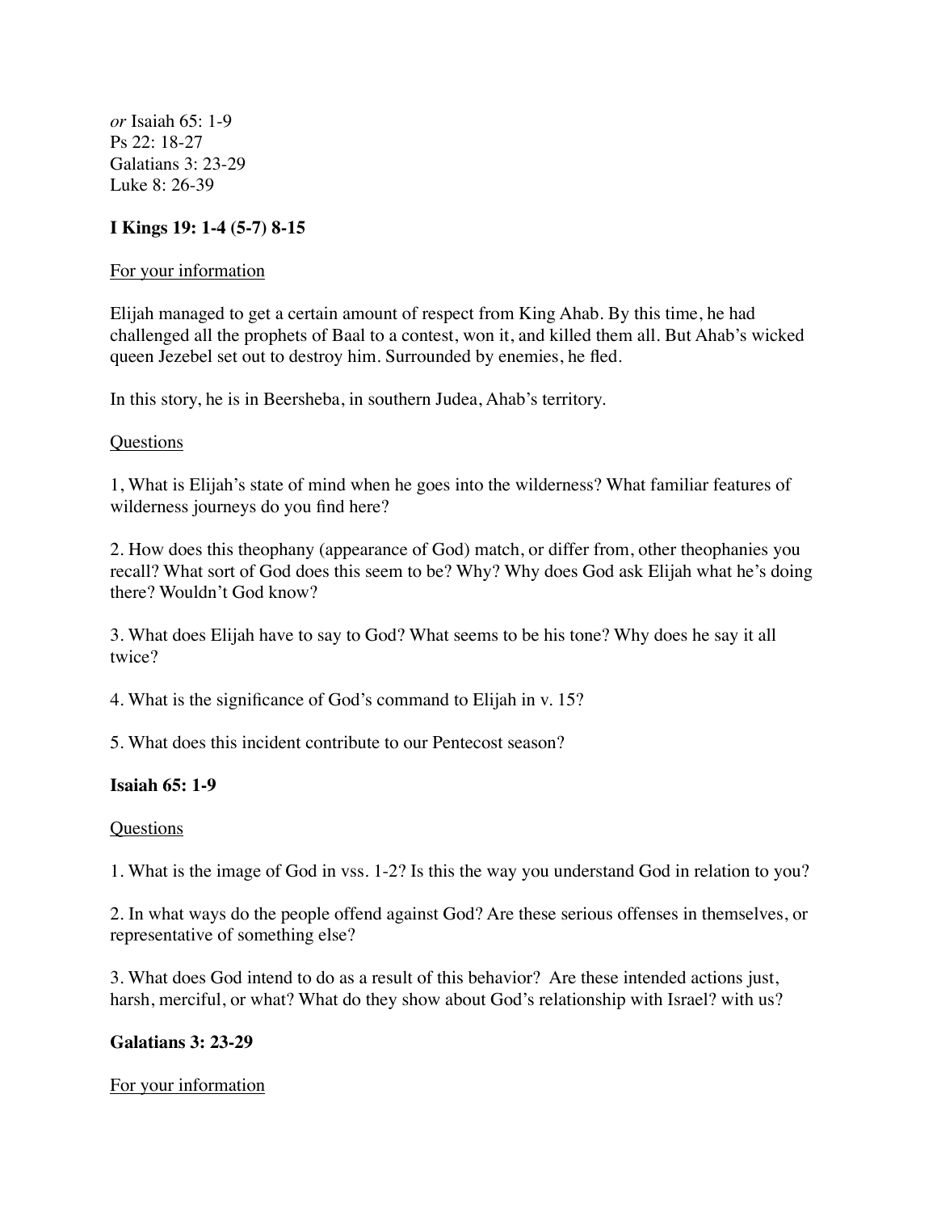*or* Isaiah 65: 1-9
Ps 22: 18-27
Galatians 3: 23-29
Luke 8: 26-39

**I Kings 19: 1-4 (5-7) 8-15**

For your information

Elijah managed to get a certain amount of respect from King Ahab. By this time, he had challenged all the prophets of Baal to a contest, won it, and killed them all. But Ahab's wicked queen Jezebel set out to destroy him. Surrounded by enemies, he fled.

In this story, he is in Beersheba, in southern Judea, Ahab's territory.

Questions

1, What is Elijah's state of mind when he goes into the wilderness? What familiar features of wilderness journeys do you find here?

2. How does this theophany (appearance of God) match, or differ from, other theophanies you recall? What sort of God does this seem to be? Why? Why does God ask Elijah what he's doing there? Wouldn't God know?

3. What does Elijah have to say to God? What seems to be his tone? Why does he say it all twice?

4. What is the significance of God's command to Elijah in v. 15?

5. What does this incident contribute to our Pentecost season?

**Isaiah 65: 1-9**

Questions

1. What is the image of God in vss. 1-2? Is this the way you understand God in relation to you?

2. In what ways do the people offend against God? Are these serious offenses in themselves, or representative of something else?

3. What does God intend to do as a result of this behavior? Are these intended actions just, harsh, merciful, or what? What do they show about God's relationship with Israel? with us?

**Galatians 3: 23-29**

For your information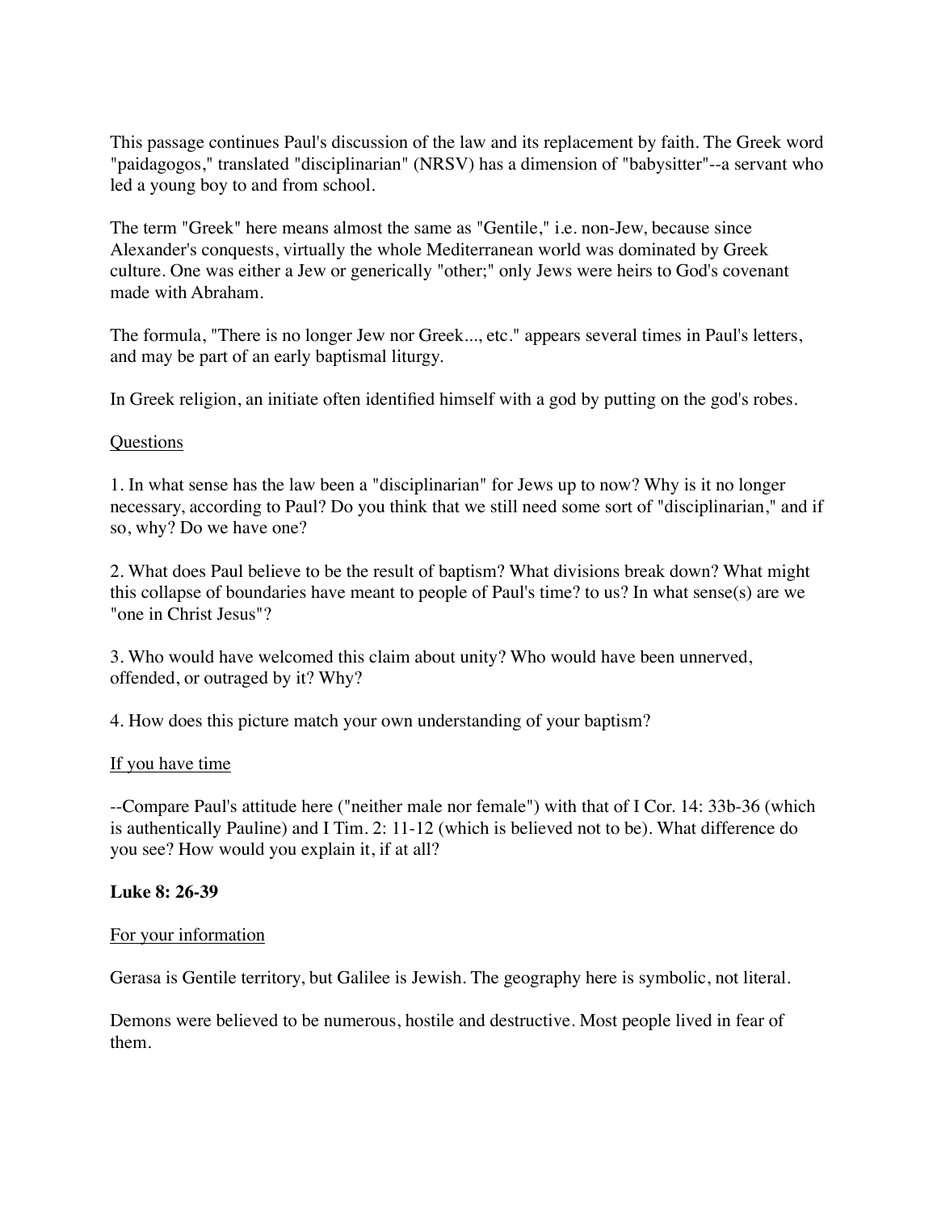This passage continues Paul's discussion of the law and its replacement by faith. The Greek word "paidagogos," translated "disciplinarian" (NRSV) has a dimension of "babysitter"--a servant who led a young boy to and from school.

The term "Greek" here means almost the same as "Gentile," i.e. non-Jew, because since Alexander's conquests, virtually the whole Mediterranean world was dominated by Greek culture. One was either a Jew or generically "other;" only Jews were heirs to God's covenant made with Abraham.

The formula, "There is no longer Jew nor Greek..., etc." appears several times in Paul's letters, and may be part of an early baptismal liturgy.

In Greek religion, an initiate often identified himself with a god by putting on the god's robes.

<u>Questions</u>

1. In what sense has the law been a "disciplinarian" for Jews up to now? Why is it no longer necessary, according to Paul? Do you think that we still need some sort of "disciplinarian," and if so, why? Do we have one?

2. What does Paul believe to be the result of baptism? What divisions break down? What might this collapse of boundaries have meant to people of Paul's time? to us? In what sense(s) are we "one in Christ Jesus"?

3. Who would have welcomed this claim about unity? Who would have been unnerved, offended, or outraged by it? Why?

4. How does this picture match your own understanding of your baptism?

<u>If you have time</u>

--Compare Paul's attitude here ("neither male nor female") with that of I Cor. 14: 33b-36 (which is authentically Pauline) and I Tim. 2: 11-12 (which is believed not to be). What difference do you see? How would you explain it, if at all?

**Luke 8: 26-39**

<u>For your information</u>

Gerasa is Gentile territory, but Galilee is Jewish. The geography here is symbolic, not literal.

Demons were believed to be numerous, hostile and destructive. Most people lived in fear of them.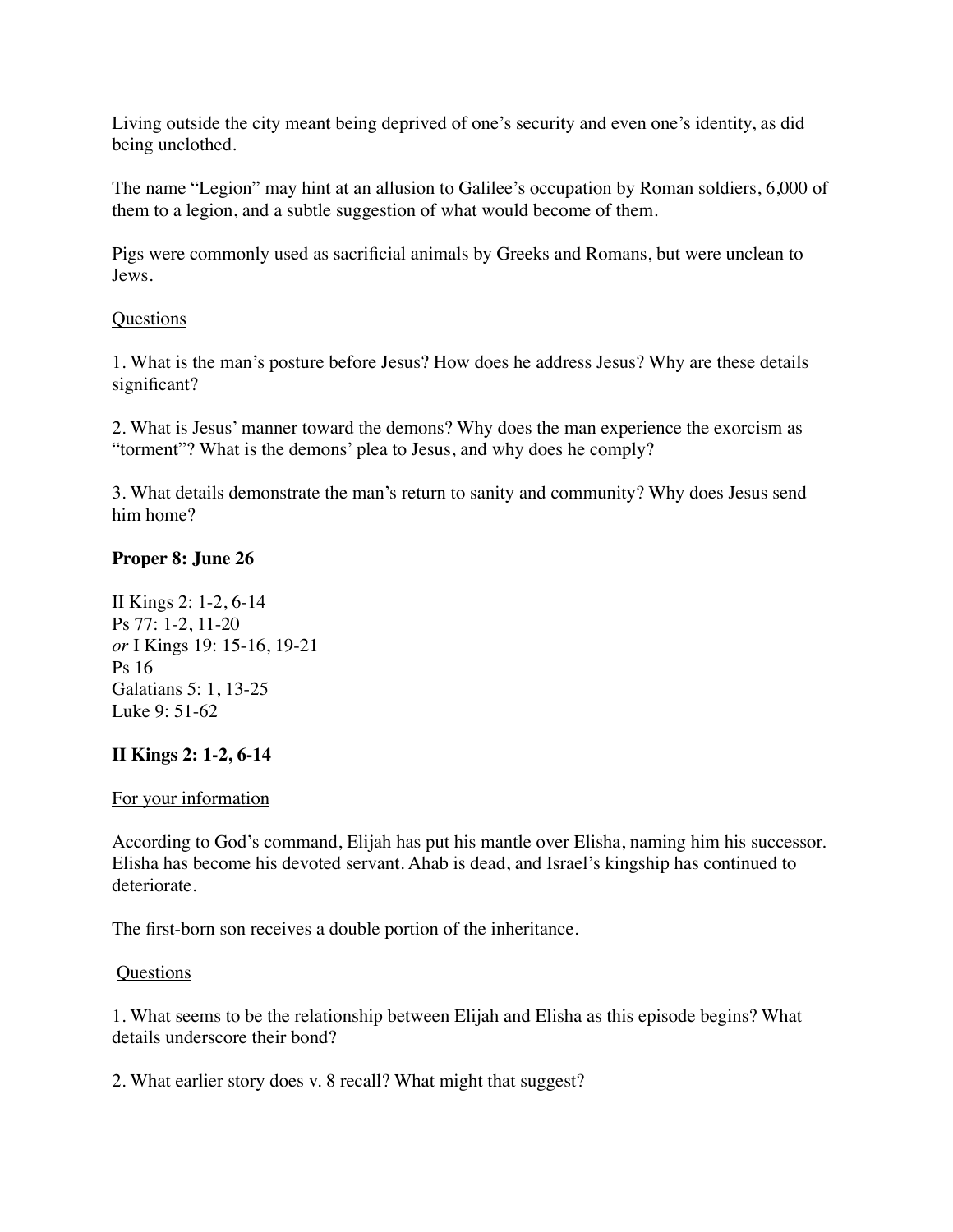Living outside the city meant being deprived of one's security and even one's identity, as did being unclothed.

The name "Legion" may hint at an allusion to Galilee's occupation by Roman soldiers, 6,000 of them to a legion, and a subtle suggestion of what would become of them.

Pigs were commonly used as sacrificial animals by Greeks and Romans, but were unclean to Jews.

Questions

1. What is the man's posture before Jesus? How does he address Jesus? Why are these details significant?

2. What is Jesus' manner toward the demons? Why does the man experience the exorcism as "torment"? What is the demons' plea to Jesus, and why does he comply?

3. What details demonstrate the man's return to sanity and community? Why does Jesus send him home?

**Proper 8: June 26**

II Kings 2: 1-2, 6-14
Ps 77: 1-2, 11-20
*or* I Kings 19: 15-16, 19-21
Ps 16
Galatians 5: 1, 13-25
Luke 9: 51-62

**II Kings 2: 1-2, 6-14**

For your information

According to God's command, Elijah has put his mantle over Elisha, naming him his successor. Elisha has become his devoted servant. Ahab is dead, and Israel's kingship has continued to deteriorate.

The first-born son receives a double portion of the inheritance.

Questions

1. What seems to be the relationship between Elijah and Elisha as this episode begins? What details underscore their bond?

2. What earlier story does v. 8 recall? What might that suggest?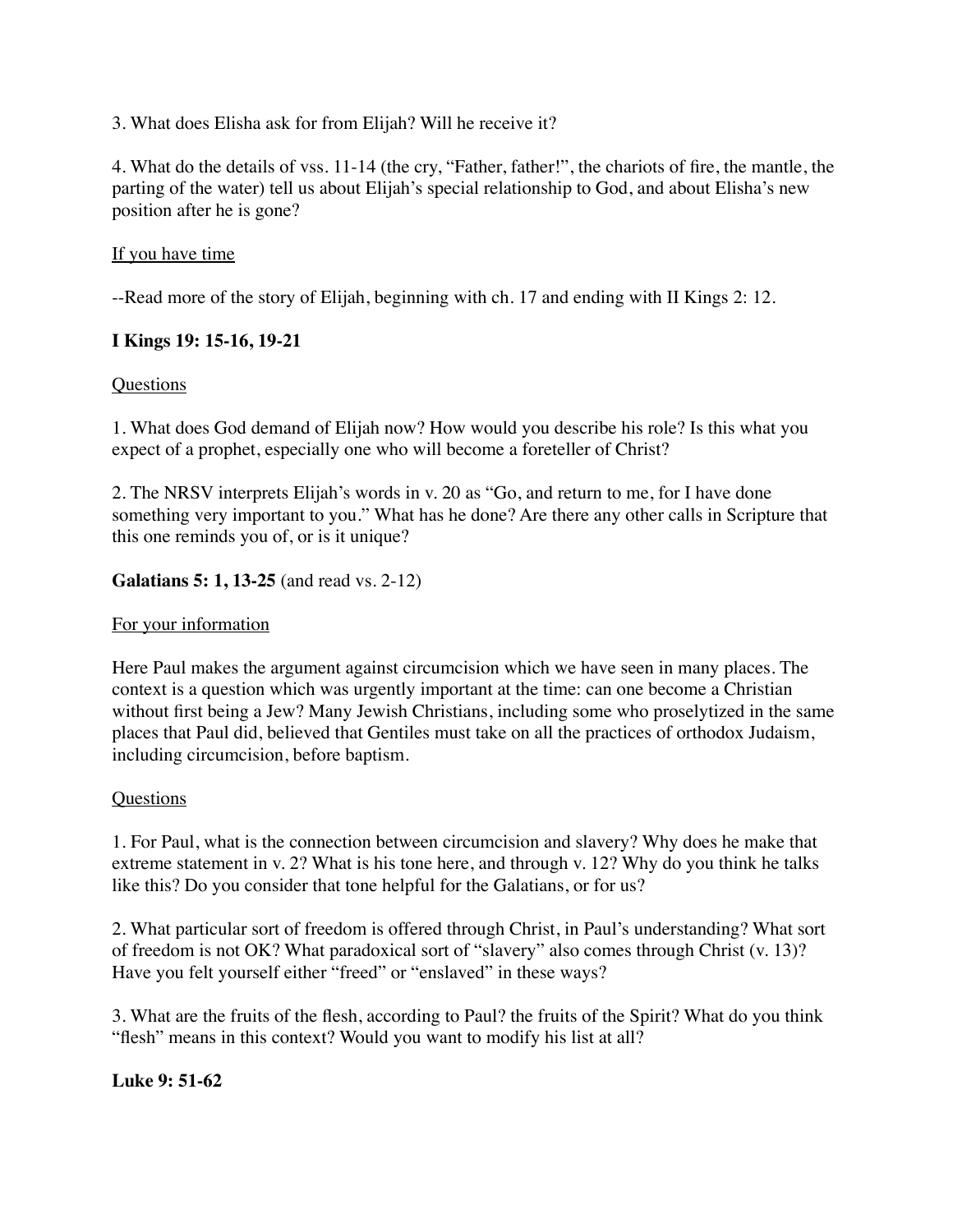3. What does Elisha ask for from Elijah? Will he receive it?

4. What do the details of vss. 11-14 (the cry, "Father, father!", the chariots of fire, the mantle, the parting of the water) tell us about Elijah's special relationship to God, and about Elisha's new position after he is gone?

<u>If you have time</u>

--Read more of the story of Elijah, beginning with ch. 17 and ending with II Kings 2: 12.

**I Kings 19: 15-16, 19-21**

<u>Questions</u>

1. What does God demand of Elijah now? How would you describe his role? Is this what you expect of a prophet, especially one who will become a foreteller of Christ?

2. The NRSV interprets Elijah's words in v. 20 as "Go, and return to me, for I have done something very important to you." What has he done? Are there any other calls in Scripture that this one reminds you of, or is it unique?

**Galatians 5: 1, 13-25** (and read vs. 2-12)

<u>For your information</u>

Here Paul makes the argument against circumcision which we have seen in many places. The context is a question which was urgently important at the time: can one become a Christian without first being a Jew? Many Jewish Christians, including some who proselytized in the same places that Paul did, believed that Gentiles must take on all the practices of orthodox Judaism, including circumcision, before baptism.

<u>Questions</u>

1. For Paul, what is the connection between circumcision and slavery? Why does he make that extreme statement in v. 2? What is his tone here, and through v. 12? Why do you think he talks like this? Do you consider that tone helpful for the Galatians, or for us?

2. What particular sort of freedom is offered through Christ, in Paul's understanding? What sort of freedom is not OK? What paradoxical sort of "slavery" also comes through Christ (v. 13)? Have you felt yourself either "freed" or "enslaved" in these ways?

3. What are the fruits of the flesh, according to Paul? the fruits of the Spirit? What do you think "flesh" means in this context? Would you want to modify his list at all?

**Luke 9: 51-62**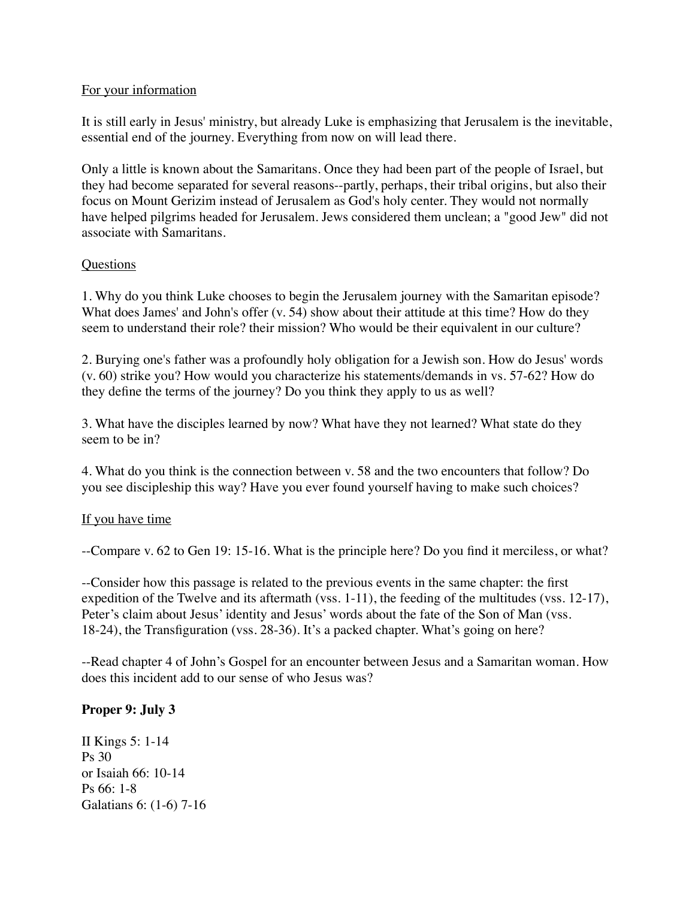For your information

It is still early in Jesus' ministry, but already Luke is emphasizing that Jerusalem is the inevitable, essential end of the journey. Everything from now on will lead there.

Only a little is known about the Samaritans. Once they had been part of the people of Israel, but they had become separated for several reasons--partly, perhaps, their tribal origins, but also their focus on Mount Gerizim instead of Jerusalem as God's holy center. They would not normally have helped pilgrims headed for Jerusalem. Jews considered them unclean; a "good Jew" did not associate with Samaritans.

Questions

1. Why do you think Luke chooses to begin the Jerusalem journey with the Samaritan episode? What does James' and John's offer (v. 54) show about their attitude at this time? How do they seem to understand their role? their mission? Who would be their equivalent in our culture?

2. Burying one's father was a profoundly holy obligation for a Jewish son. How do Jesus' words (v. 60) strike you? How would you characterize his statements/demands in vs. 57-62? How do they define the terms of the journey? Do you think they apply to us as well?

3. What have the disciples learned by now? What have they not learned? What state do they seem to be in?

4. What do you think is the connection between v. 58 and the two encounters that follow? Do you see discipleship this way? Have you ever found yourself having to make such choices?

If you have time

--Compare v. 62 to Gen 19: 15-16. What is the principle here? Do you find it merciless, or what?

--Consider how this passage is related to the previous events in the same chapter: the first expedition of the Twelve and its aftermath (vss. 1-11), the feeding of the multitudes (vss. 12-17), Peter's claim about Jesus' identity and Jesus' words about the fate of the Son of Man (vss. 18-24), the Transfiguration (vss. 28-36). It's a packed chapter. What's going on here?

--Read chapter 4 of John's Gospel for an encounter between Jesus and a Samaritan woman. How does this incident add to our sense of who Jesus was?

**Proper 9: July 3**

II Kings 5: 1-14
Ps 30
or Isaiah 66: 10-14
Ps 66: 1-8
Galatians 6: (1-6) 7-16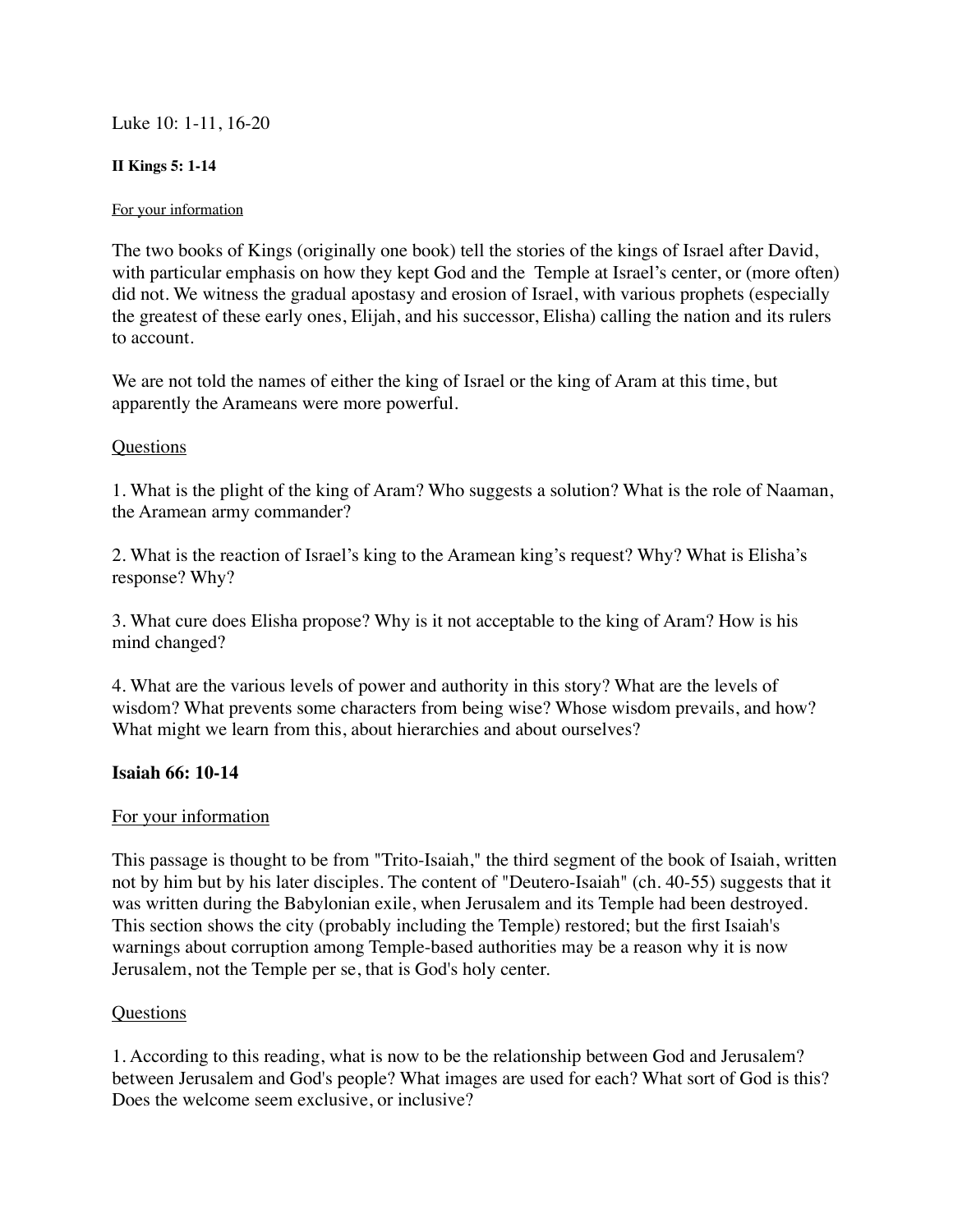Luke 10: 1-11, 16-20

**II Kings 5: 1-14**

For your information

The two books of Kings (originally one book) tell the stories of the kings of Israel after David, with particular emphasis on how they kept God and the Temple at Israel's center, or (more often) did not. We witness the gradual apostasy and erosion of Israel, with various prophets (especially the greatest of these early ones, Elijah, and his successor, Elisha) calling the nation and its rulers to account.

We are not told the names of either the king of Israel or the king of Aram at this time, but apparently the Arameans were more powerful.

Questions

1. What is the plight of the king of Aram? Who suggests a solution? What is the role of Naaman, the Aramean army commander?

2. What is the reaction of Israel's king to the Aramean king's request? Why? What is Elisha's response? Why?

3. What cure does Elisha propose? Why is it not acceptable to the king of Aram? How is his mind changed?

4. What are the various levels of power and authority in this story? What are the levels of wisdom? What prevents some characters from being wise? Whose wisdom prevails, and how? What might we learn from this, about hierarchies and about ourselves?

**Isaiah 66: 10-14**

For your information

This passage is thought to be from "Trito-Isaiah," the third segment of the book of Isaiah, written not by him but by his later disciples. The content of "Deutero-Isaiah" (ch. 40-55) suggests that it was written during the Babylonian exile, when Jerusalem and its Temple had been destroyed. This section shows the city (probably including the Temple) restored; but the first Isaiah's warnings about corruption among Temple-based authorities may be a reason why it is now Jerusalem, not the Temple per se, that is God's holy center.

Questions

1. According to this reading, what is now to be the relationship between God and Jerusalem? between Jerusalem and God's people? What images are used for each? What sort of God is this? Does the welcome seem exclusive, or inclusive?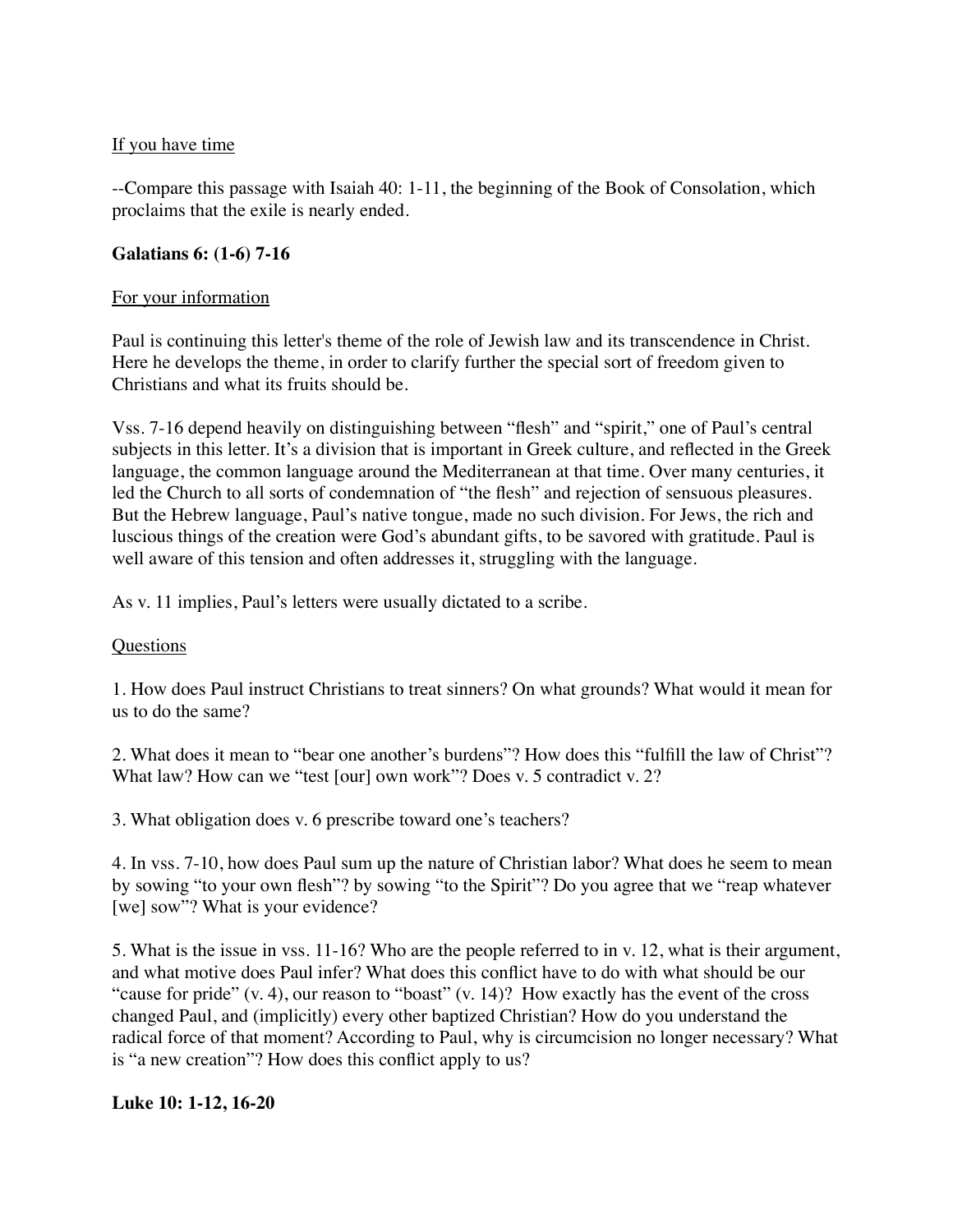If you have time

--Compare this passage with Isaiah 40: 1-11, the beginning of the Book of Consolation, which proclaims that the exile is nearly ended.

**Galatians 6: (1-6) 7-16**

For your information

Paul is continuing this letter's theme of the role of Jewish law and its transcendence in Christ. Here he develops the theme, in order to clarify further the special sort of freedom given to Christians and what its fruits should be.

Vss. 7-16 depend heavily on distinguishing between "flesh" and "spirit," one of Paul's central subjects in this letter. It's a division that is important in Greek culture, and reflected in the Greek language, the common language around the Mediterranean at that time. Over many centuries, it led the Church to all sorts of condemnation of "the flesh" and rejection of sensuous pleasures. But the Hebrew language, Paul's native tongue, made no such division. For Jews, the rich and luscious things of the creation were God's abundant gifts, to be savored with gratitude. Paul is well aware of this tension and often addresses it, struggling with the language.

As v. 11 implies, Paul's letters were usually dictated to a scribe.

Questions

1. How does Paul instruct Christians to treat sinners? On what grounds? What would it mean for us to do the same?

2. What does it mean to "bear one another's burdens"? How does this "fulfill the law of Christ"? What law? How can we "test [our] own work"? Does v. 5 contradict v. 2?

3. What obligation does v. 6 prescribe toward one's teachers?

4. In vss. 7-10, how does Paul sum up the nature of Christian labor? What does he seem to mean by sowing "to your own flesh"? by sowing "to the Spirit"? Do you agree that we "reap whatever [we] sow"? What is your evidence?

5. What is the issue in vss. 11-16? Who are the people referred to in v. 12, what is their argument, and what motive does Paul infer? What does this conflict have to do with what should be our "cause for pride" (v. 4), our reason to "boast" (v. 14)? How exactly has the event of the cross changed Paul, and (implicitly) every other baptized Christian? How do you understand the radical force of that moment? According to Paul, why is circumcision no longer necessary? What is "a new creation"? How does this conflict apply to us?

**Luke 10: 1-12, 16-20**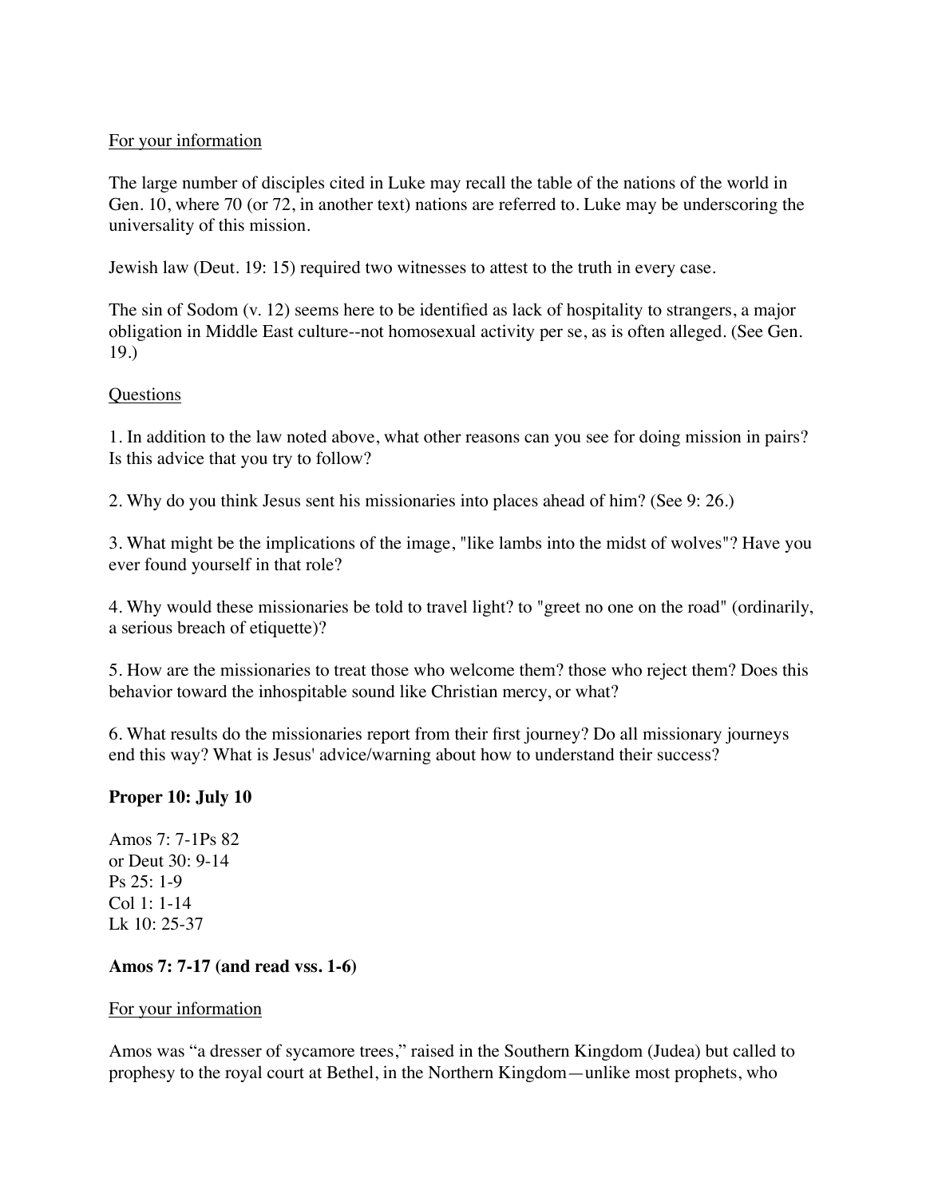For your information

The large number of disciples cited in Luke may recall the table of the nations of the world in Gen. 10, where 70 (or 72, in another text) nations are referred to. Luke may be underscoring the universality of this mission.

Jewish law (Deut. 19: 15) required two witnesses to attest to the truth in every case.

The sin of Sodom (v. 12) seems here to be identified as lack of hospitality to strangers, a major obligation in Middle East culture--not homosexual activity per se, as is often alleged. (See Gen. 19.)

Questions

1. In addition to the law noted above, what other reasons can you see for doing mission in pairs? Is this advice that you try to follow?

2. Why do you think Jesus sent his missionaries into places ahead of him? (See 9: 26.)

3. What might be the implications of the image, "like lambs into the midst of wolves"? Have you ever found yourself in that role?

4. Why would these missionaries be told to travel light? to "greet no one on the road" (ordinarily, a serious breach of etiquette)?

5. How are the missionaries to treat those who welcome them? those who reject them? Does this behavior toward the inhospitable sound like Christian mercy, or what?

6. What results do the missionaries report from their first journey? Do all missionary journeys end this way? What is Jesus' advice/warning about how to understand their success?

**Proper 10: July 10**

Amos 7: 7-1Ps 82
or Deut 30: 9-14
Ps 25: 1-9
Col 1: 1-14
Lk 10: 25-37

**Amos 7: 7-17 (and read vss. 1-6)**

For your information

Amos was "a dresser of sycamore trees," raised in the Southern Kingdom (Judea) but called to prophesy to the royal court at Bethel, in the Northern Kingdom—unlike most prophets, who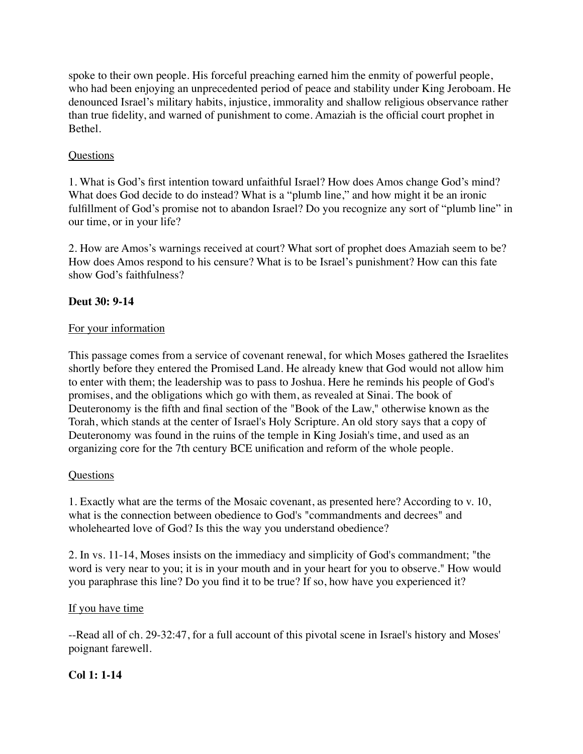spoke to their own people. His forceful preaching earned him the enmity of powerful people, who had been enjoying an unprecedented period of peace and stability under King Jeroboam. He denounced Israel's military habits, injustice, immorality and shallow religious observance rather than true fidelity, and warned of punishment to come. Amaziah is the official court prophet in Bethel.

<u>Questions</u>

1. What is God's first intention toward unfaithful Israel? How does Amos change God's mind? What does God decide to do instead? What is a "plumb line," and how might it be an ironic fulfillment of God's promise not to abandon Israel? Do you recognize any sort of "plumb line" in our time, or in your life?

2. How are Amos's warnings received at court? What sort of prophet does Amaziah seem to be? How does Amos respond to his censure? What is to be Israel's punishment? How can this fate show God's faithfulness?

**Deut 30: 9-14**

<u>For your information</u>

This passage comes from a service of covenant renewal, for which Moses gathered the Israelites shortly before they entered the Promised Land. He already knew that God would not allow him to enter with them; the leadership was to pass to Joshua. Here he reminds his people of God's promises, and the obligations which go with them, as revealed at Sinai. The book of Deuteronomy is the fifth and final section of the "Book of the Law," otherwise known as the Torah, which stands at the center of Israel's Holy Scripture. An old story says that a copy of Deuteronomy was found in the ruins of the temple in King Josiah's time, and used as an organizing core for the 7th century BCE unification and reform of the whole people.

<u>Questions</u>

1. Exactly what are the terms of the Mosaic covenant, as presented here? According to v. 10, what is the connection between obedience to God's "commandments and decrees" and wholehearted love of God? Is this the way you understand obedience?

2. In vs. 11-14, Moses insists on the immediacy and simplicity of God's commandment; "the word is very near to you; it is in your mouth and in your heart for you to observe." How would you paraphrase this line? Do you find it to be true? If so, how have you experienced it?

<u>If you have time</u>

--Read all of ch. 29-32:47, for a full account of this pivotal scene in Israel's history and Moses' poignant farewell.

**Col 1: 1-14**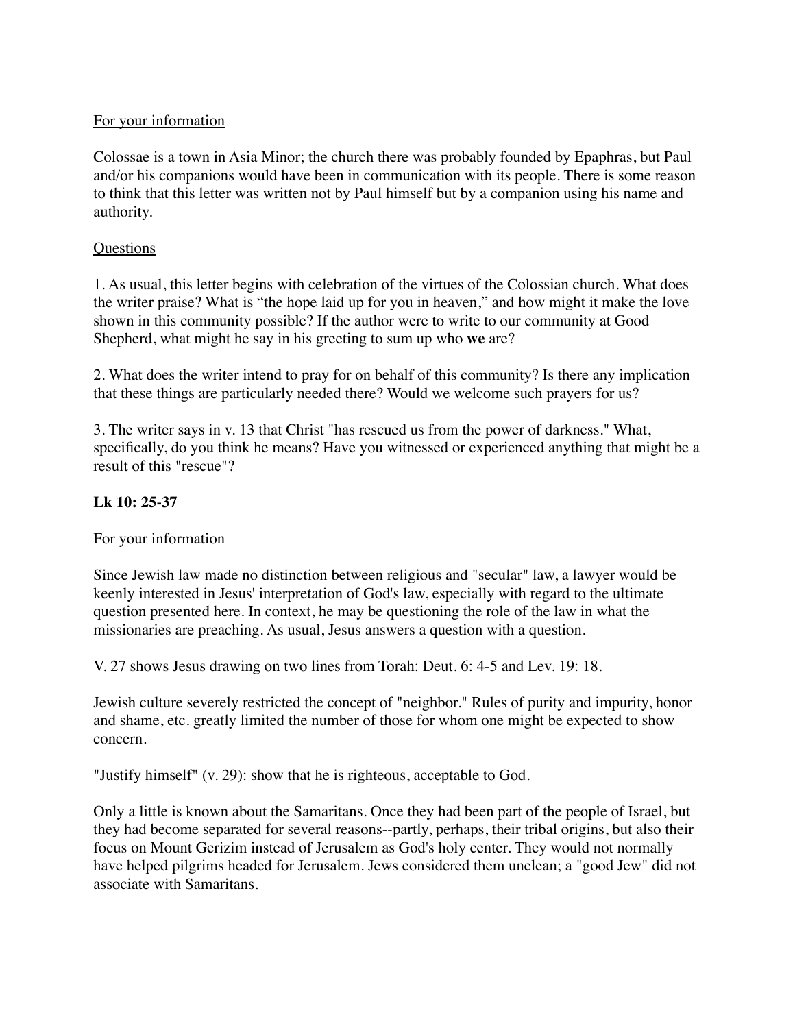For your information

Colossae is a town in Asia Minor; the church there was probably founded by Epaphras, but Paul and/or his companions would have been in communication with its people. There is some reason to think that this letter was written not by Paul himself but by a companion using his name and authority.

Questions

1. As usual, this letter begins with celebration of the virtues of the Colossian church. What does the writer praise? What is “the hope laid up for you in heaven,” and how might it make the love shown in this community possible? If the author were to write to our community at Good Shepherd, what might he say in his greeting to sum up who **we** are?

2. What does the writer intend to pray for on behalf of this community? Is there any implication that these things are particularly needed there? Would we welcome such prayers for us?

3. The writer says in v. 13 that Christ "has rescued us from the power of darkness." What, specifically, do you think he means? Have you witnessed or experienced anything that might be a result of this "rescue"?

**Lk 10: 25-37**

For your information

Since Jewish law made no distinction between religious and "secular" law, a lawyer would be keenly interested in Jesus' interpretation of God's law, especially with regard to the ultimate question presented here. In context, he may be questioning the role of the law in what the missionaries are preaching. As usual, Jesus answers a question with a question.

V. 27 shows Jesus drawing on two lines from Torah: Deut. 6: 4-5 and Lev. 19: 18.

Jewish culture severely restricted the concept of "neighbor." Rules of purity and impurity, honor and shame, etc. greatly limited the number of those for whom one might be expected to show concern.

"Justify himself" (v. 29): show that he is righteous, acceptable to God.

Only a little is known about the Samaritans. Once they had been part of the people of Israel, but they had become separated for several reasons--partly, perhaps, their tribal origins, but also their focus on Mount Gerizim instead of Jerusalem as God's holy center. They would not normally have helped pilgrims headed for Jerusalem. Jews considered them unclean; a "good Jew" did not associate with Samaritans.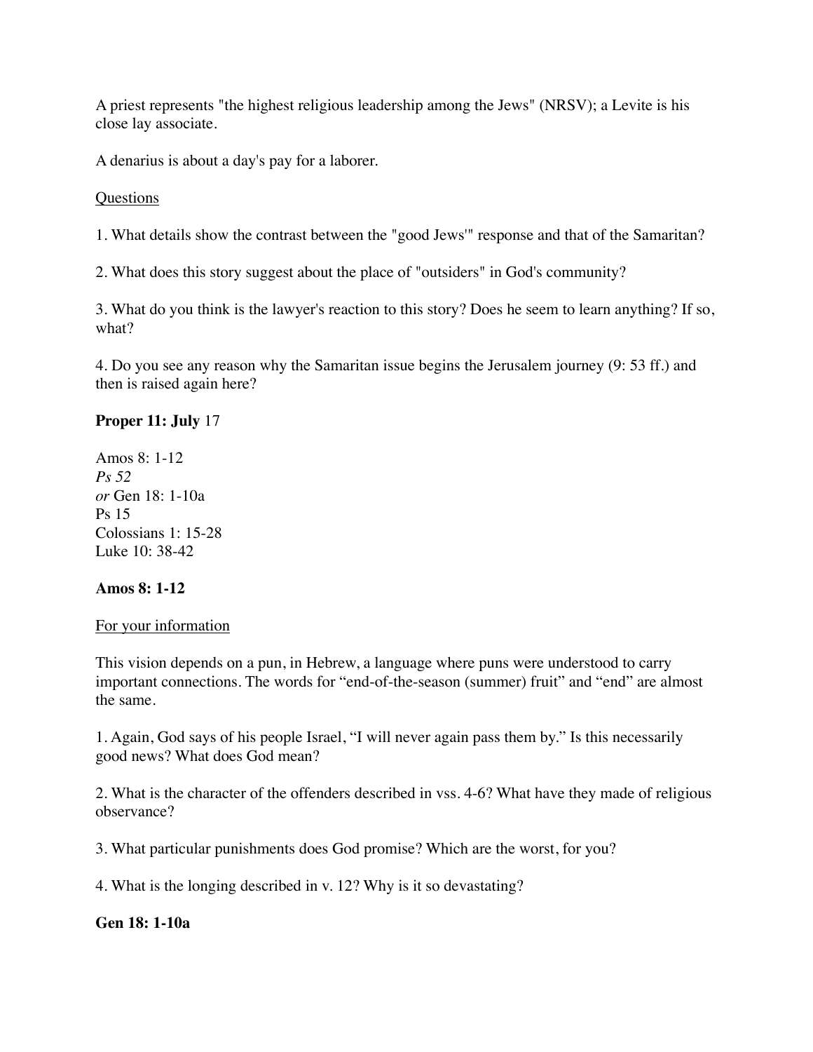A priest represents "the highest religious leadership among the Jews" (NRSV); a Levite is his close lay associate.

A denarius is about a day's pay for a laborer.

Questions

1. What details show the contrast between the "good Jews'" response and that of the Samaritan?

2. What does this story suggest about the place of "outsiders" in God's community?

3. What do you think is the lawyer's reaction to this story? Does he seem to learn anything? If so, what?

4. Do you see any reason why the Samaritan issue begins the Jerusalem journey (9: 53 ff.) and then is raised again here?

**Proper 11: July** 17

Amos 8: 1-12
*Ps 52*
*or* Gen 18: 1-10a
Ps 15
Colossians 1: 15-28
Luke 10: 38-42

**Amos 8: 1-12**

For your information

This vision depends on a pun, in Hebrew, a language where puns were understood to carry important connections. The words for "end-of-the-season (summer) fruit" and "end" are almost the same.

1. Again, God says of his people Israel, "I will never again pass them by." Is this necessarily good news? What does God mean?

2. What is the character of the offenders described in vss. 4-6? What have they made of religious observance?

3. What particular punishments does God promise? Which are the worst, for you?

4. What is the longing described in v. 12? Why is it so devastating?

**Gen 18: 1-10a**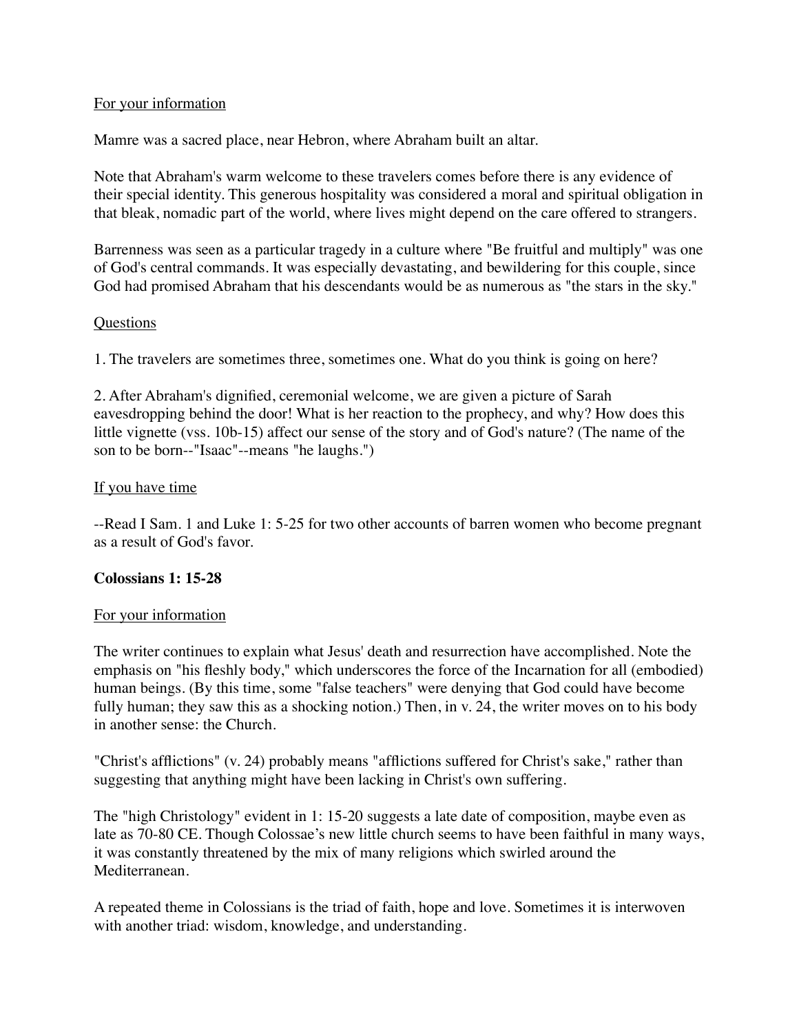For your information

Mamre was a sacred place, near Hebron, where Abraham built an altar.

Note that Abraham's warm welcome to these travelers comes before there is any evidence of their special identity. This generous hospitality was considered a moral and spiritual obligation in that bleak, nomadic part of the world, where lives might depend on the care offered to strangers.

Barrenness was seen as a particular tragedy in a culture where "Be fruitful and multiply" was one of God's central commands. It was especially devastating, and bewildering for this couple, since God had promised Abraham that his descendants would be as numerous as "the stars in the sky."

Questions

1. The travelers are sometimes three, sometimes one. What do you think is going on here?

2. After Abraham's dignified, ceremonial welcome, we are given a picture of Sarah eavesdropping behind the door! What is her reaction to the prophecy, and why? How does this little vignette (vss. 10b-15) affect our sense of the story and of God's nature? (The name of the son to be born--"Isaac"--means "he laughs.")

If you have time

--Read I Sam. 1 and Luke 1: 5-25 for two other accounts of barren women who become pregnant as a result of God's favor.

**Colossians 1: 15-28**

For your information

The writer continues to explain what Jesus' death and resurrection have accomplished. Note the emphasis on "his fleshly body," which underscores the force of the Incarnation for all (embodied) human beings. (By this time, some "false teachers" were denying that God could have become fully human; they saw this as a shocking notion.) Then, in v. 24, the writer moves on to his body in another sense: the Church.

"Christ's afflictions" (v. 24) probably means "afflictions suffered for Christ's sake," rather than suggesting that anything might have been lacking in Christ's own suffering.

The "high Christology" evident in 1: 15-20 suggests a late date of composition, maybe even as late as 70-80 CE. Though Colossae's new little church seems to have been faithful in many ways, it was constantly threatened by the mix of many religions which swirled around the Mediterranean.

A repeated theme in Colossians is the triad of faith, hope and love. Sometimes it is interwoven with another triad: wisdom, knowledge, and understanding.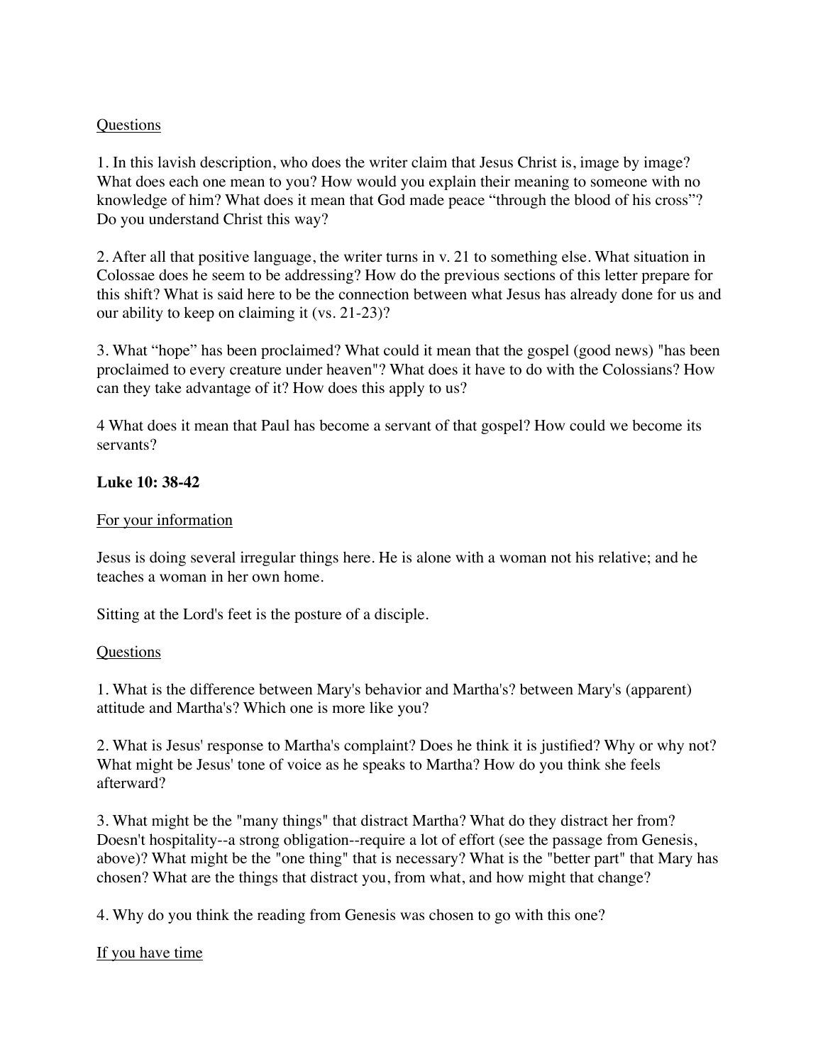Questions

1. In this lavish description, who does the writer claim that Jesus Christ is, image by image? What does each one mean to you? How would you explain their meaning to someone with no knowledge of him? What does it mean that God made peace "through the blood of his cross"? Do you understand Christ this way?

2. After all that positive language, the writer turns in v. 21 to something else. What situation in Colossae does he seem to be addressing? How do the previous sections of this letter prepare for this shift? What is said here to be the connection between what Jesus has already done for us and our ability to keep on claiming it (vs. 21-23)?

3. What "hope" has been proclaimed? What could it mean that the gospel (good news) "has been proclaimed to every creature under heaven"? What does it have to do with the Colossians? How can they take advantage of it? How does this apply to us?

4 What does it mean that Paul has become a servant of that gospel? How could we become its servants?

**Luke 10: 38-42**

For your information

Jesus is doing several irregular things here. He is alone with a woman not his relative; and he teaches a woman in her own home.

Sitting at the Lord's feet is the posture of a disciple.

Questions

1. What is the difference between Mary's behavior and Martha's? between Mary's (apparent) attitude and Martha's? Which one is more like you?

2. What is Jesus' response to Martha's complaint? Does he think it is justified? Why or why not? What might be Jesus' tone of voice as he speaks to Martha? How do you think she feels afterward?

3. What might be the "many things" that distract Martha? What do they distract her from? Doesn't hospitality--a strong obligation--require a lot of effort (see the passage from Genesis, above)? What might be the "one thing" that is necessary? What is the "better part" that Mary has chosen? What are the things that distract you, from what, and how might that change?

4. Why do you think the reading from Genesis was chosen to go with this one?

If you have time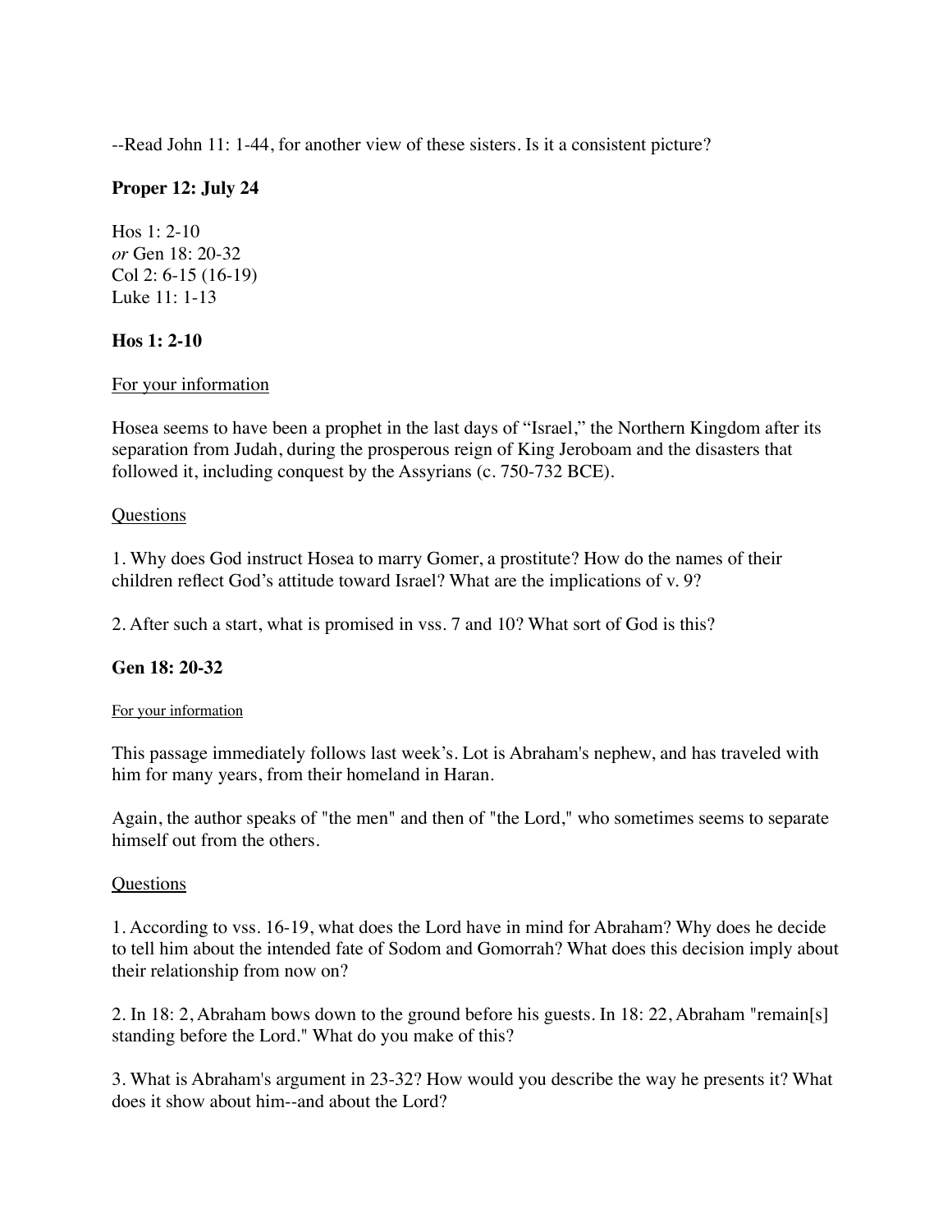--Read John 11: 1-44, for another view of these sisters. Is it a consistent picture?

**Proper 12: July 24**

Hos 1: 2-10  
*or* Gen 18: 20-32  
Col 2: 6-15 (16-19)  
Luke 11: 1-13

**Hos 1: 2-10**

For your information

Hosea seems to have been a prophet in the last days of "Israel," the Northern Kingdom after its separation from Judah, during the prosperous reign of King Jeroboam and the disasters that followed it, including conquest by the Assyrians (c. 750-732 BCE).

Questions

1. Why does God instruct Hosea to marry Gomer, a prostitute? How do the names of their children reflect God's attitude toward Israel? What are the implications of v. 9?

2. After such a start, what is promised in vss. 7 and 10? What sort of God is this?

**Gen 18: 20-32**

For your information

This passage immediately follows last week's. Lot is Abraham's nephew, and has traveled with him for many years, from their homeland in Haran.

Again, the author speaks of "the men" and then of "the Lord," who sometimes seems to separate himself out from the others.

Questions

1. According to vss. 16-19, what does the Lord have in mind for Abraham? Why does he decide to tell him about the intended fate of Sodom and Gomorrah? What does this decision imply about their relationship from now on?

2. In 18: 2, Abraham bows down to the ground before his guests. In 18: 22, Abraham "remain[s] standing before the Lord." What do you make of this?

3. What is Abraham's argument in 23-32? How would you describe the way he presents it? What does it show about him--and about the Lord?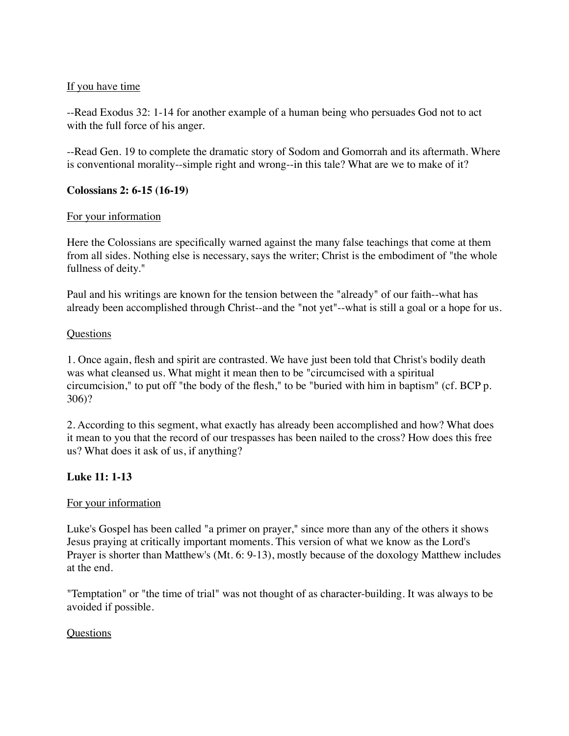If you have time

--Read Exodus 32: 1-14 for another example of a human being who persuades God not to act with the full force of his anger.

--Read Gen. 19 to complete the dramatic story of Sodom and Gomorrah and its aftermath. Where is conventional morality--simple right and wrong--in this tale? What are we to make of it?

**Colossians 2: 6-15 (16-19)**

For your information

Here the Colossians are specifically warned against the many false teachings that come at them from all sides. Nothing else is necessary, says the writer; Christ is the embodiment of "the whole fullness of deity."

Paul and his writings are known for the tension between the "already" of our faith--what has already been accomplished through Christ--and the "not yet"--what is still a goal or a hope for us.

Questions

1. Once again, flesh and spirit are contrasted. We have just been told that Christ's bodily death was what cleansed us. What might it mean then to be "circumcised with a spiritual circumcision," to put off "the body of the flesh," to be "buried with him in baptism" (cf. BCP p. 306)?

2. According to this segment, what exactly has already been accomplished and how? What does it mean to you that the record of our trespasses has been nailed to the cross? How does this free us? What does it ask of us, if anything?

**Luke 11: 1-13**

For your information

Luke's Gospel has been called "a primer on prayer," since more than any of the others it shows Jesus praying at critically important moments. This version of what we know as the Lord's Prayer is shorter than Matthew's (Mt. 6: 9-13), mostly because of the doxology Matthew includes at the end.

"Temptation" or "the time of trial" was not thought of as character-building. It was always to be avoided if possible.

Questions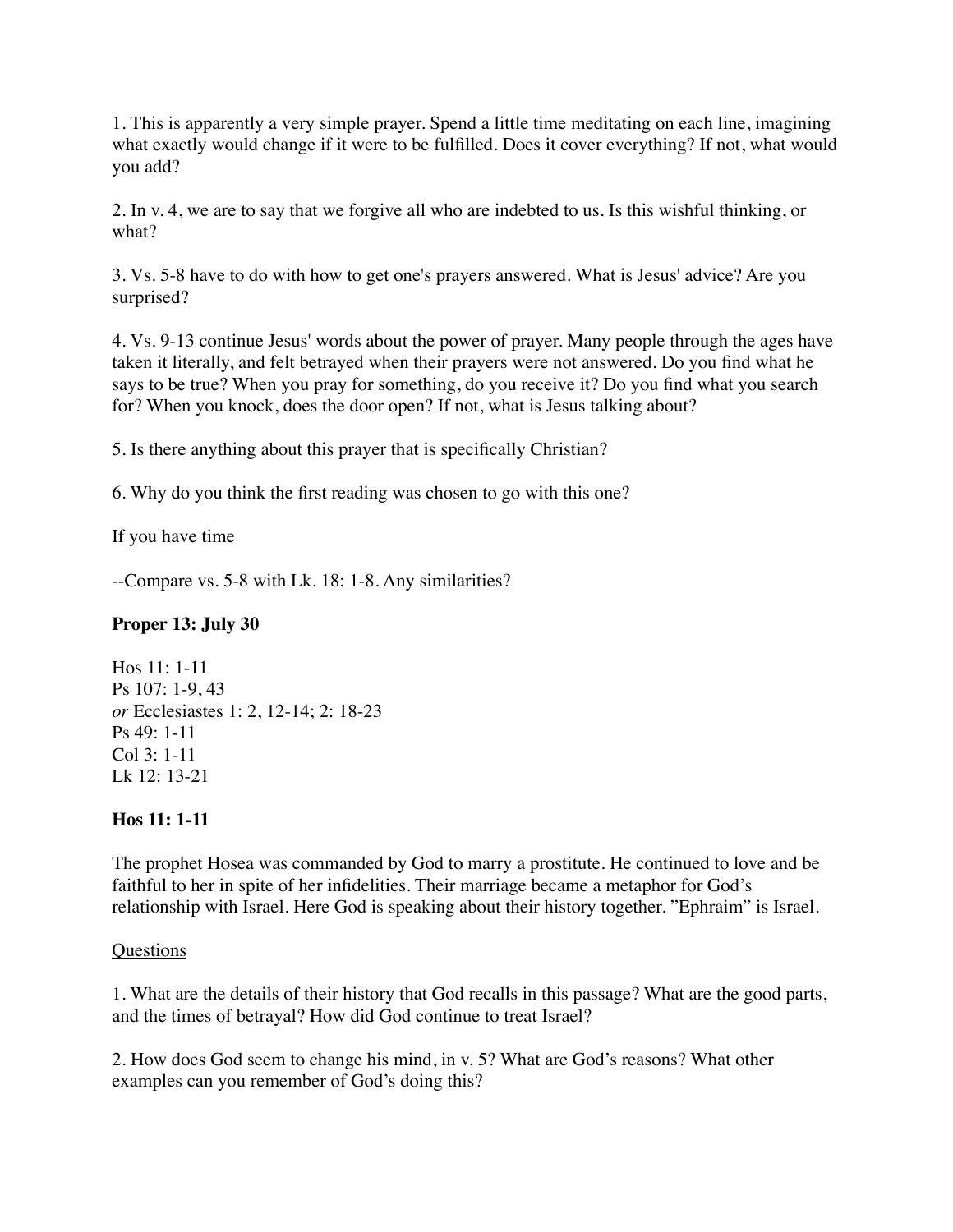1. This is apparently a very simple prayer. Spend a little time meditating on each line, imagining what exactly would change if it were to be fulfilled. Does it cover everything? If not, what would you add?

2. In v. 4, we are to say that we forgive all who are indebted to us. Is this wishful thinking, or what?

3. Vs. 5-8 have to do with how to get one's prayers answered. What is Jesus' advice? Are you surprised?

4. Vs. 9-13 continue Jesus' words about the power of prayer. Many people through the ages have taken it literally, and felt betrayed when their prayers were not answered. Do you find what he says to be true? When you pray for something, do you receive it? Do you find what you search for? When you knock, does the door open? If not, what is Jesus talking about?

5. Is there anything about this prayer that is specifically Christian?

6. Why do you think the first reading was chosen to go with this one?

<u>If you have time</u>

--Compare vs. 5-8 with Lk. 18: 1-8. Any similarities?

### Proper 13: July 30

Hos 11: 1-11  
Ps 107: 1-9, 43  
*or* Ecclesiastes 1: 2, 12-14; 2: 18-23  
Ps 49: 1-11  
Col 3: 1-11  
Lk 12: 13-21

### Hos 11: 1-11

The prophet Hosea was commanded by God to marry a prostitute. He continued to love and be faithful to her in spite of her infidelities. Their marriage became a metaphor for God's relationship with Israel. Here God is speaking about their history together. "Ephraim" is Israel.

<u>Questions</u>

1. What are the details of their history that God recalls in this passage? What are the good parts, and the times of betrayal? How did God continue to treat Israel?

2. How does God seem to change his mind, in v. 5? What are God's reasons? What other examples can you remember of God's doing this?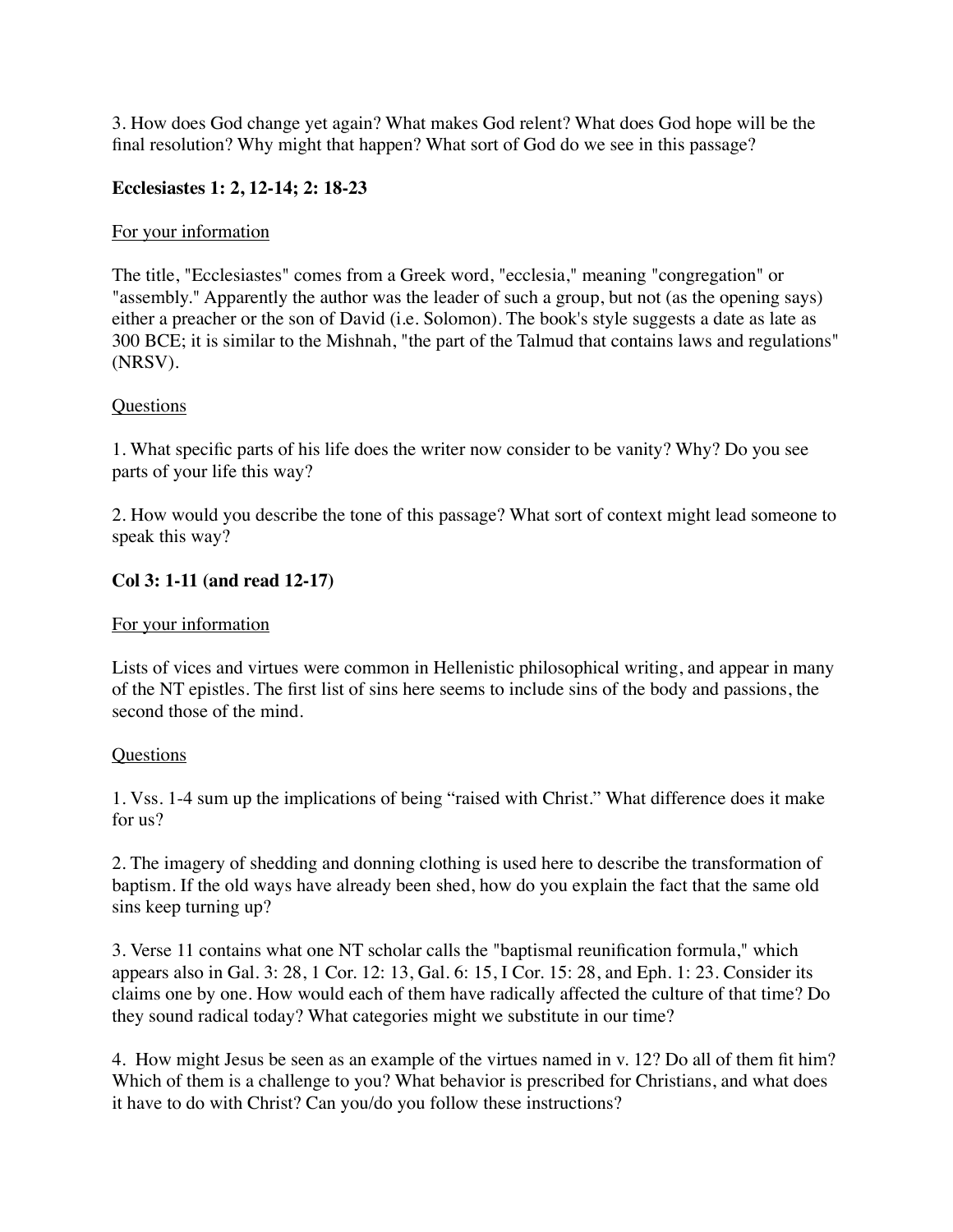3. How does God change yet again? What makes God relent? What does God hope will be the final resolution? Why might that happen? What sort of God do we see in this passage?

**Ecclesiastes 1: 2, 12-14; 2: 18-23**

For your information

The title, "Ecclesiastes" comes from a Greek word, "ecclesia," meaning "congregation" or "assembly." Apparently the author was the leader of such a group, but not (as the opening says) either a preacher or the son of David (i.e. Solomon). The book's style suggests a date as late as 300 BCE; it is similar to the Mishnah, "the part of the Talmud that contains laws and regulations" (NRSV).

Questions

1. What specific parts of his life does the writer now consider to be vanity? Why? Do you see parts of your life this way?

2. How would you describe the tone of this passage? What sort of context might lead someone to speak this way?

**Col 3: 1-11 (and read 12-17)**

For your information

Lists of vices and virtues were common in Hellenistic philosophical writing, and appear in many of the NT epistles. The first list of sins here seems to include sins of the body and passions, the second those of the mind.

Questions

1. Vss. 1-4 sum up the implications of being "raised with Christ." What difference does it make for us?

2. The imagery of shedding and donning clothing is used here to describe the transformation of baptism. If the old ways have already been shed, how do you explain the fact that the same old sins keep turning up?

3. Verse 11 contains what one NT scholar calls the "baptismal reunification formula," which appears also in Gal. 3: 28, 1 Cor. 12: 13, Gal. 6: 15, I Cor. 15: 28, and Eph. 1: 23. Consider its claims one by one. How would each of them have radically affected the culture of that time? Do they sound radical today? What categories might we substitute in our time?

4. How might Jesus be seen as an example of the virtues named in v. 12? Do all of them fit him? Which of them is a challenge to you? What behavior is prescribed for Christians, and what does it have to do with Christ? Can you/do you follow these instructions?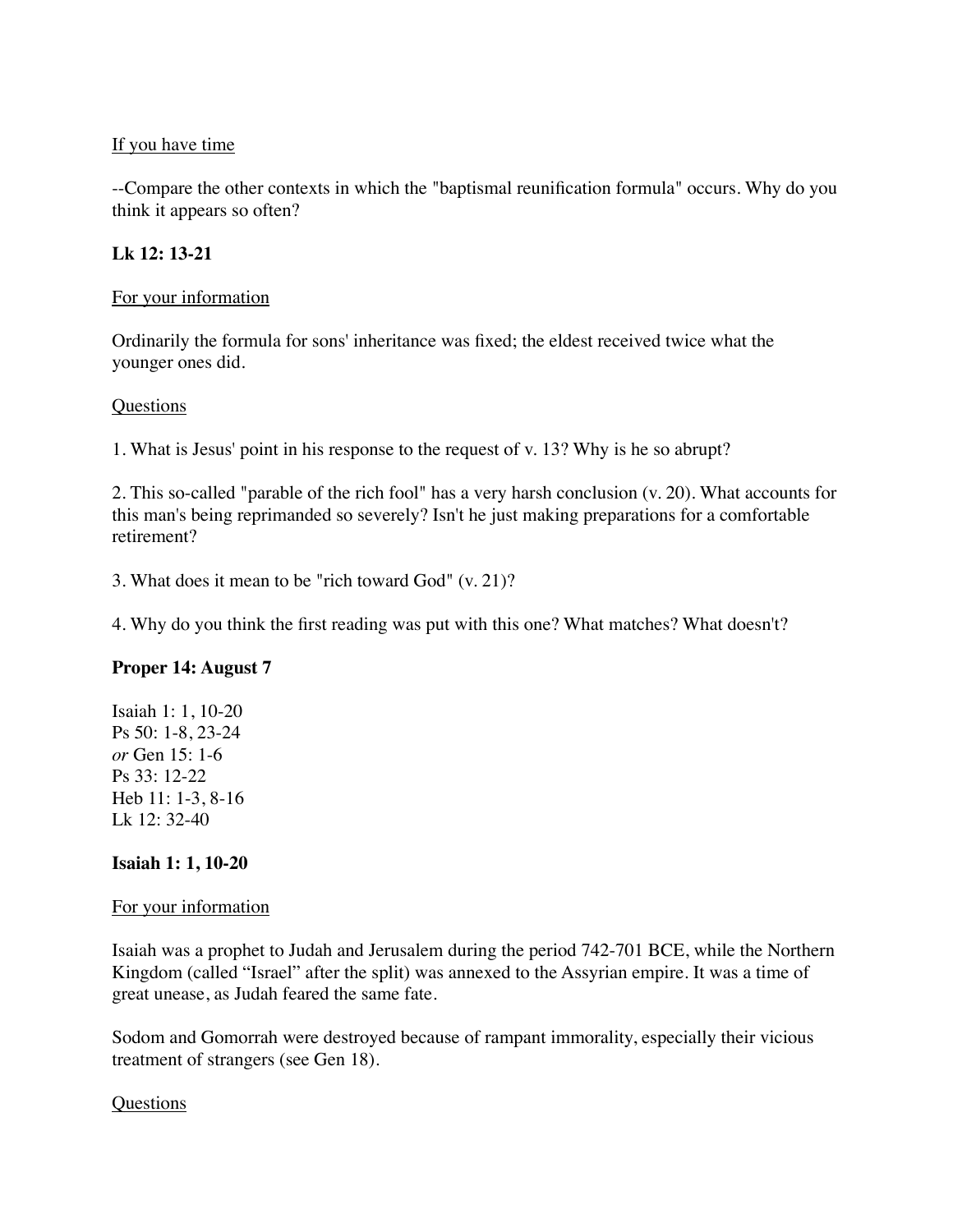<u>If you have time</u>

--Compare the other contexts in which the "baptismal reunification formula" occurs. Why do you think it appears so often?

**Lk 12: 13-21**

<u>For your information</u>

Ordinarily the formula for sons' inheritance was fixed; the eldest received twice what the younger ones did.

<u>Questions</u>

1. What is Jesus' point in his response to the request of v. 13? Why is he so abrupt?

2. This so-called "parable of the rich fool" has a very harsh conclusion (v. 20). What accounts for this man's being reprimanded so severely? Isn't he just making preparations for a comfortable retirement?

3. What does it mean to be "rich toward God" (v. 21)?

4. Why do you think the first reading was put with this one? What matches? What doesn't?

**Proper 14: August 7**

Isaiah 1: 1, 10-20
Ps 50: 1-8, 23-24
*or* Gen 15: 1-6
Ps 33: 12-22
Heb 11: 1-3, 8-16
Lk 12: 32-40

**Isaiah 1: 1, 10-20**

<u>For your information</u>

Isaiah was a prophet to Judah and Jerusalem during the period 742-701 BCE, while the Northern Kingdom (called "Israel" after the split) was annexed to the Assyrian empire. It was a time of great unease, as Judah feared the same fate.

Sodom and Gomorrah were destroyed because of rampant immorality, especially their vicious treatment of strangers (see Gen 18).

<u>Questions</u>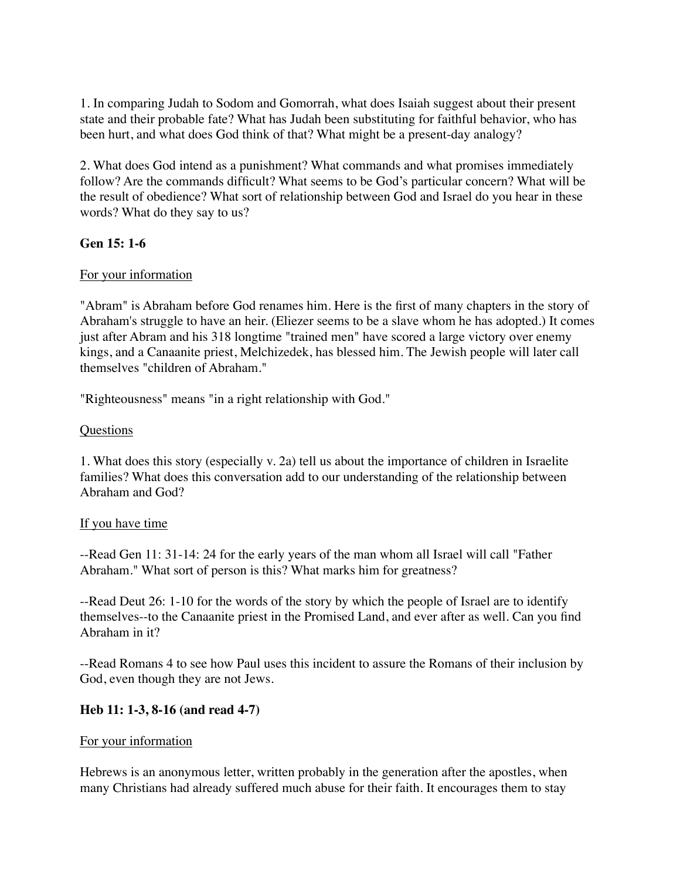1. In comparing Judah to Sodom and Gomorrah, what does Isaiah suggest about their present state and their probable fate? What has Judah been substituting for faithful behavior, who has been hurt, and what does God think of that? What might be a present-day analogy?

2. What does God intend as a punishment? What commands and what promises immediately follow? Are the commands difficult? What seems to be God's particular concern? What will be the result of obedience? What sort of relationship between God and Israel do you hear in these words? What do they say to us?

**Gen 15: 1-6**

For your information

"Abram" is Abraham before God renames him. Here is the first of many chapters in the story of Abraham's struggle to have an heir. (Eliezer seems to be a slave whom he has adopted.) It comes just after Abram and his 318 longtime "trained men" have scored a large victory over enemy kings, and a Canaanite priest, Melchizedek, has blessed him. The Jewish people will later call themselves "children of Abraham."

"Righteousness" means "in a right relationship with God."

Questions

1. What does this story (especially v. 2a) tell us about the importance of children in Israelite families? What does this conversation add to our understanding of the relationship between Abraham and God?

If you have time

--Read Gen 11: 31-14: 24 for the early years of the man whom all Israel will call "Father Abraham." What sort of person is this? What marks him for greatness?

--Read Deut 26: 1-10 for the words of the story by which the people of Israel are to identify themselves--to the Canaanite priest in the Promised Land, and ever after as well. Can you find Abraham in it?

--Read Romans 4 to see how Paul uses this incident to assure the Romans of their inclusion by God, even though they are not Jews.

**Heb 11: 1-3, 8-16 (and read 4-7)**

For your information

Hebrews is an anonymous letter, written probably in the generation after the apostles, when many Christians had already suffered much abuse for their faith. It encourages them to stay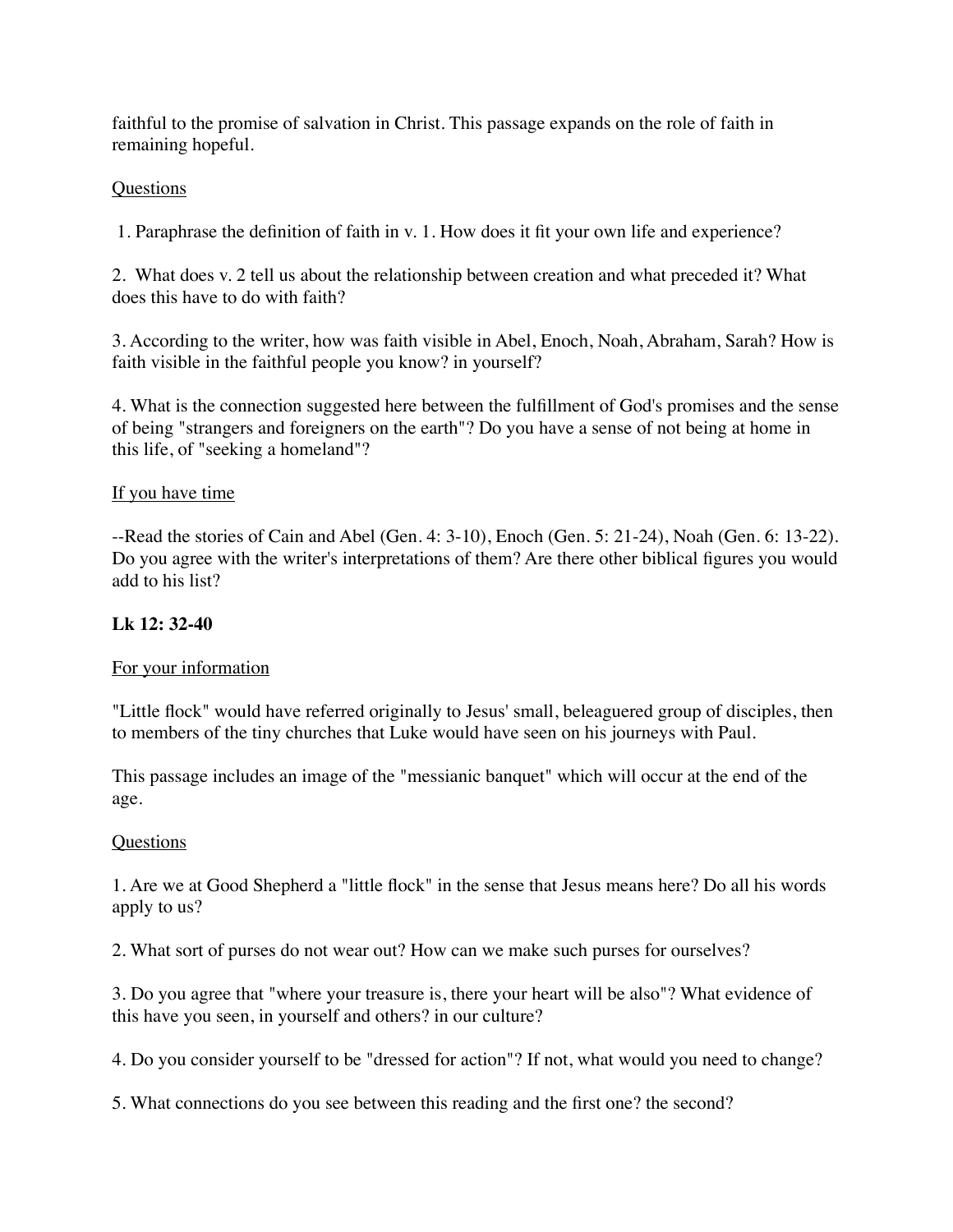faithful to the promise of salvation in Christ. This passage expands on the role of faith in remaining hopeful.

<u>Questions</u>

1. Paraphrase the definition of faith in v. 1. How does it fit your own life and experience?

2. What does v. 2 tell us about the relationship between creation and what preceded it? What does this have to do with faith?

3. According to the writer, how was faith visible in Abel, Enoch, Noah, Abraham, Sarah? How is faith visible in the faithful people you know? in yourself?

4. What is the connection suggested here between the fulfillment of God's promises and the sense of being "strangers and foreigners on the earth"? Do you have a sense of not being at home in this life, of "seeking a homeland"?

<u>If you have time</u>

--Read the stories of Cain and Abel (Gen. 4: 3-10), Enoch (Gen. 5: 21-24), Noah (Gen. 6: 13-22). Do you agree with the writer's interpretations of them? Are there other biblical figures you would add to his list?

**Lk 12: 32-40**

<u>For your information</u>

"Little flock" would have referred originally to Jesus' small, beleaguered group of disciples, then to members of the tiny churches that Luke would have seen on his journeys with Paul.

This passage includes an image of the "messianic banquet" which will occur at the end of the age.

<u>Questions</u>

1. Are we at Good Shepherd a "little flock" in the sense that Jesus means here? Do all his words apply to us?

2. What sort of purses do not wear out? How can we make such purses for ourselves?

3. Do you agree that "where your treasure is, there your heart will be also"? What evidence of this have you seen, in yourself and others? in our culture?

4. Do you consider yourself to be "dressed for action"? If not, what would you need to change?

5. What connections do you see between this reading and the first one? the second?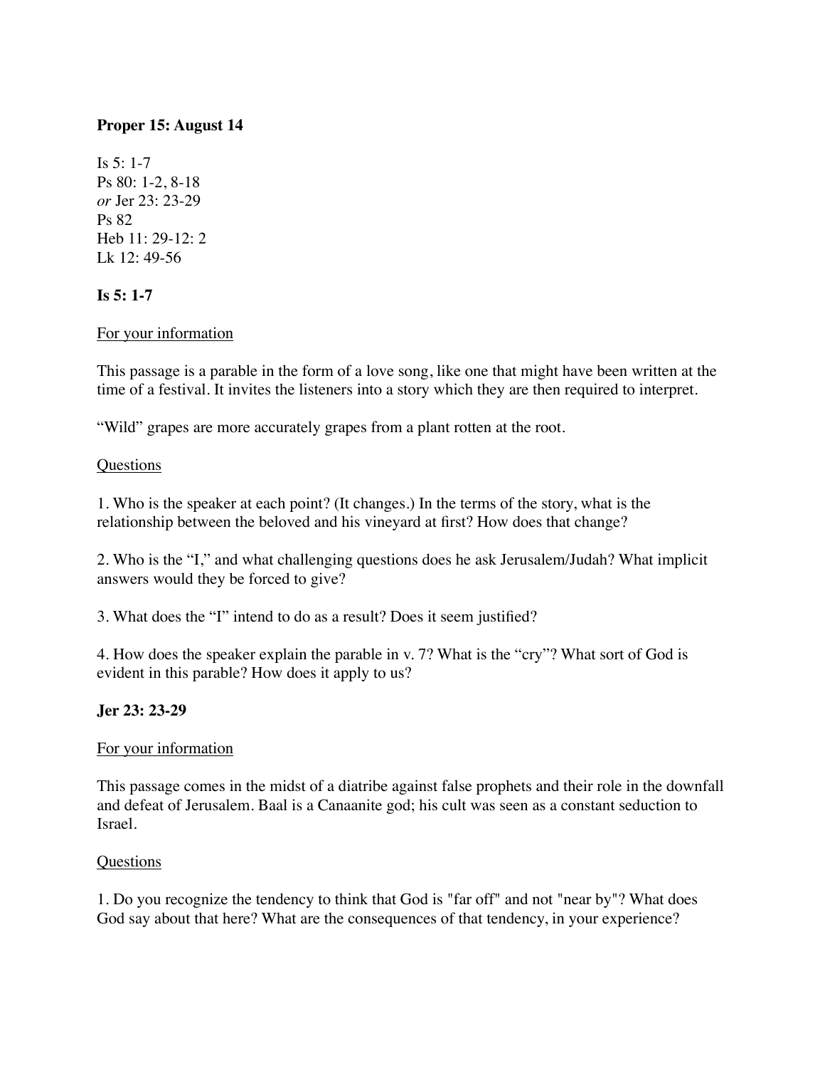**Proper 15: August 14**

Is 5: 1-7
Ps 80: 1-2, 8-18
*or* Jer 23: 23-29
Ps 82
Heb 11: 29-12: 2
Lk 12: 49-56

**Is 5: 1-7**

For your information

This passage is a parable in the form of a love song, like one that might have been written at the time of a festival. It invites the listeners into a story which they are then required to interpret.

"Wild" grapes are more accurately grapes from a plant rotten at the root.

Questions

1. Who is the speaker at each point? (It changes.) In the terms of the story, what is the relationship between the beloved and his vineyard at first? How does that change?

2. Who is the "I," and what challenging questions does he ask Jerusalem/Judah? What implicit answers would they be forced to give?

3. What does the "I" intend to do as a result? Does it seem justified?

4. How does the speaker explain the parable in v. 7? What is the "cry"? What sort of God is evident in this parable? How does it apply to us?

**Jer 23: 23-29**

For your information

This passage comes in the midst of a diatribe against false prophets and their role in the downfall and defeat of Jerusalem. Baal is a Canaanite god; his cult was seen as a constant seduction to Israel.

Questions

1. Do you recognize the tendency to think that God is "far off" and not "near by"? What does God say about that here? What are the consequences of that tendency, in your experience?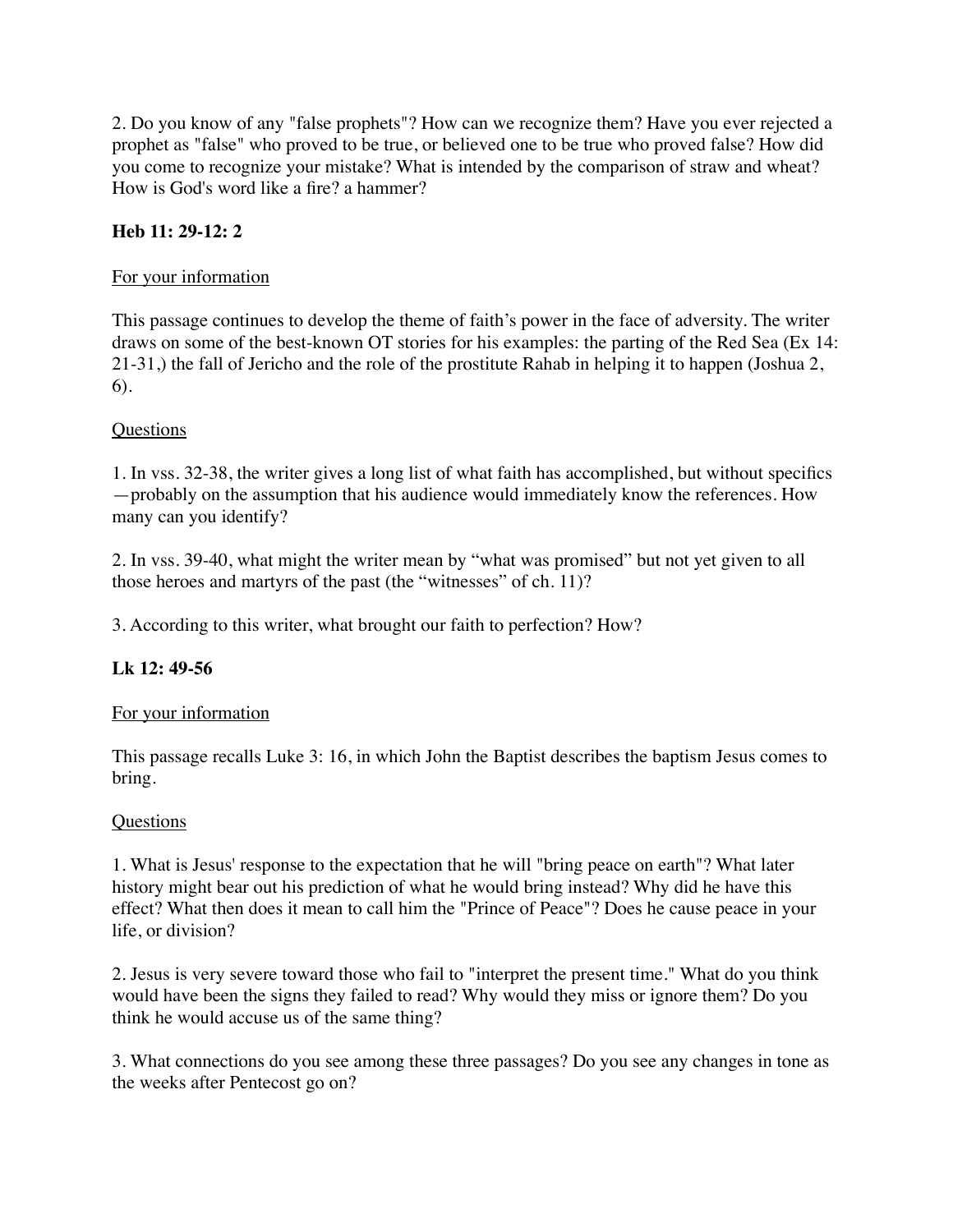2. Do you know of any "false prophets"? How can we recognize them? Have you ever rejected a prophet as "false" who proved to be true, or believed one to be true who proved false? How did you come to recognize your mistake? What is intended by the comparison of straw and wheat? How is God's word like a fire? a hammer?

**Heb 11: 29-12: 2**

<u>For your information</u>

This passage continues to develop the theme of faith's power in the face of adversity. The writer draws on some of the best-known OT stories for his examples: the parting of the Red Sea (Ex 14: 21-31,) the fall of Jericho and the role of the prostitute Rahab in helping it to happen (Joshua 2, 6).

<u>Questions</u>

1. In vss. 32-38, the writer gives a long list of what faith has accomplished, but without specifics—probably on the assumption that his audience would immediately know the references. How many can you identify?

2. In vss. 39-40, what might the writer mean by "what was promised" but not yet given to all those heroes and martyrs of the past (the "witnesses" of ch. 11)?

3. According to this writer, what brought our faith to perfection? How?

**Lk 12: 49-56**

<u>For your information</u>

This passage recalls Luke 3: 16, in which John the Baptist describes the baptism Jesus comes to bring.

<u>Questions</u>

1. What is Jesus' response to the expectation that he will "bring peace on earth"? What later history might bear out his prediction of what he would bring instead? Why did he have this effect? What then does it mean to call him the "Prince of Peace"? Does he cause peace in your life, or division?

2. Jesus is very severe toward those who fail to "interpret the present time." What do you think would have been the signs they failed to read? Why would they miss or ignore them? Do you think he would accuse us of the same thing?

3. What connections do you see among these three passages? Do you see any changes in tone as the weeks after Pentecost go on?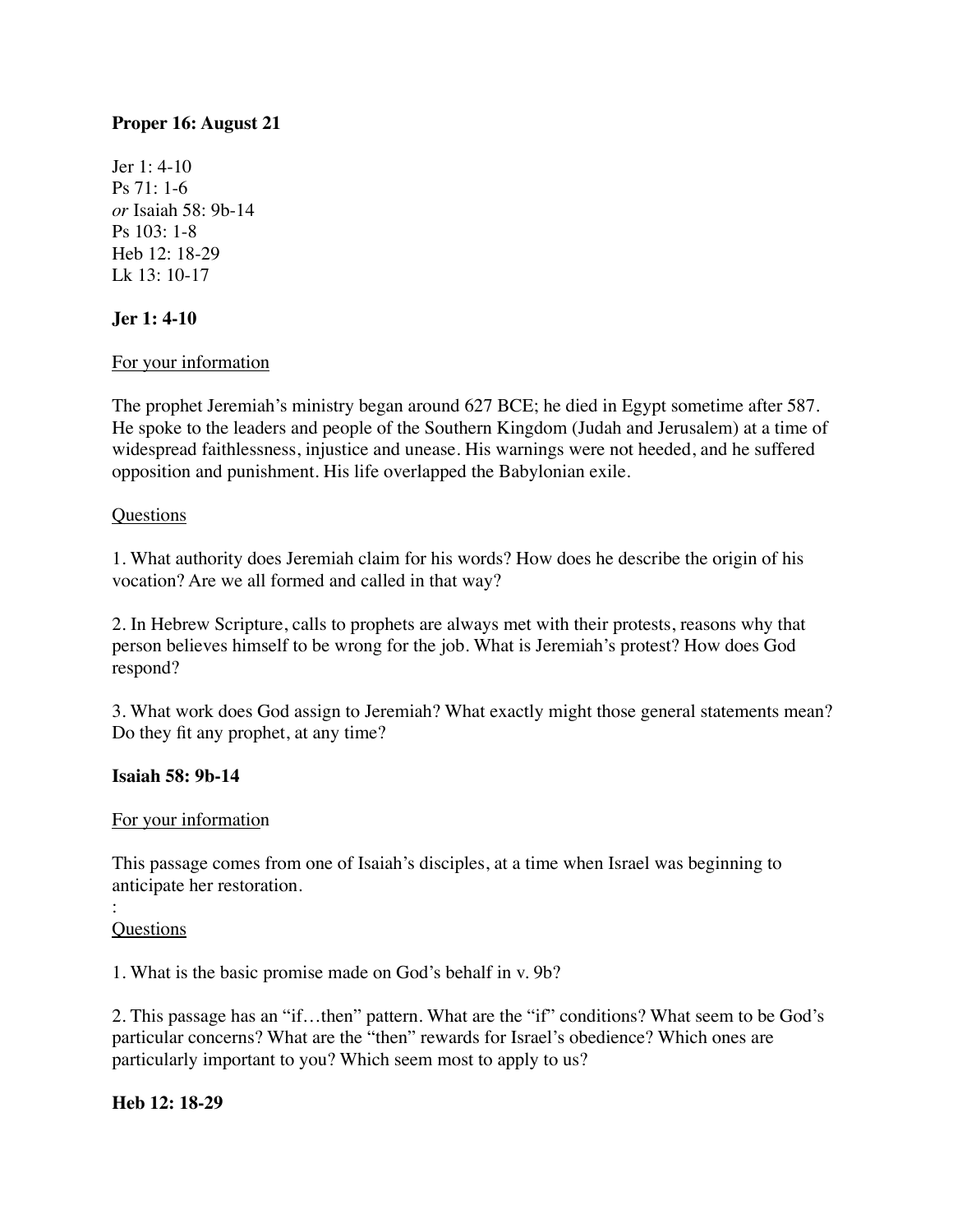**Proper 16: August 21**

Jer 1: 4-10
Ps 71: 1-6
*or* Isaiah 58: 9b-14
Ps 103: 1-8
Heb 12: 18-29
Lk 13: 10-17

**Jer 1: 4-10**

For your information

The prophet Jeremiah's ministry began around 627 BCE; he died in Egypt sometime after 587. He spoke to the leaders and people of the Southern Kingdom (Judah and Jerusalem) at a time of widespread faithlessness, injustice and unease. His warnings were not heeded, and he suffered opposition and punishment. His life overlapped the Babylonian exile.

Questions

1. What authority does Jeremiah claim for his words? How does he describe the origin of his vocation? Are we all formed and called in that way?

2. In Hebrew Scripture, calls to prophets are always met with their protests, reasons why that person believes himself to be wrong for the job. What is Jeremiah's protest? How does God respond?

3. What work does God assign to Jeremiah? What exactly might those general statements mean? Do they fit any prophet, at any time?

**Isaiah 58: 9b-14**

For your information

This passage comes from one of Isaiah's disciples, at a time when Israel was beginning to anticipate her restoration.

:

Questions

1. What is the basic promise made on God's behalf in v. 9b?

2. This passage has an "if…then" pattern. What are the "if" conditions? What seem to be God's particular concerns? What are the "then" rewards for Israel's obedience? Which ones are particularly important to you? Which seem most to apply to us?

**Heb 12: 18-29**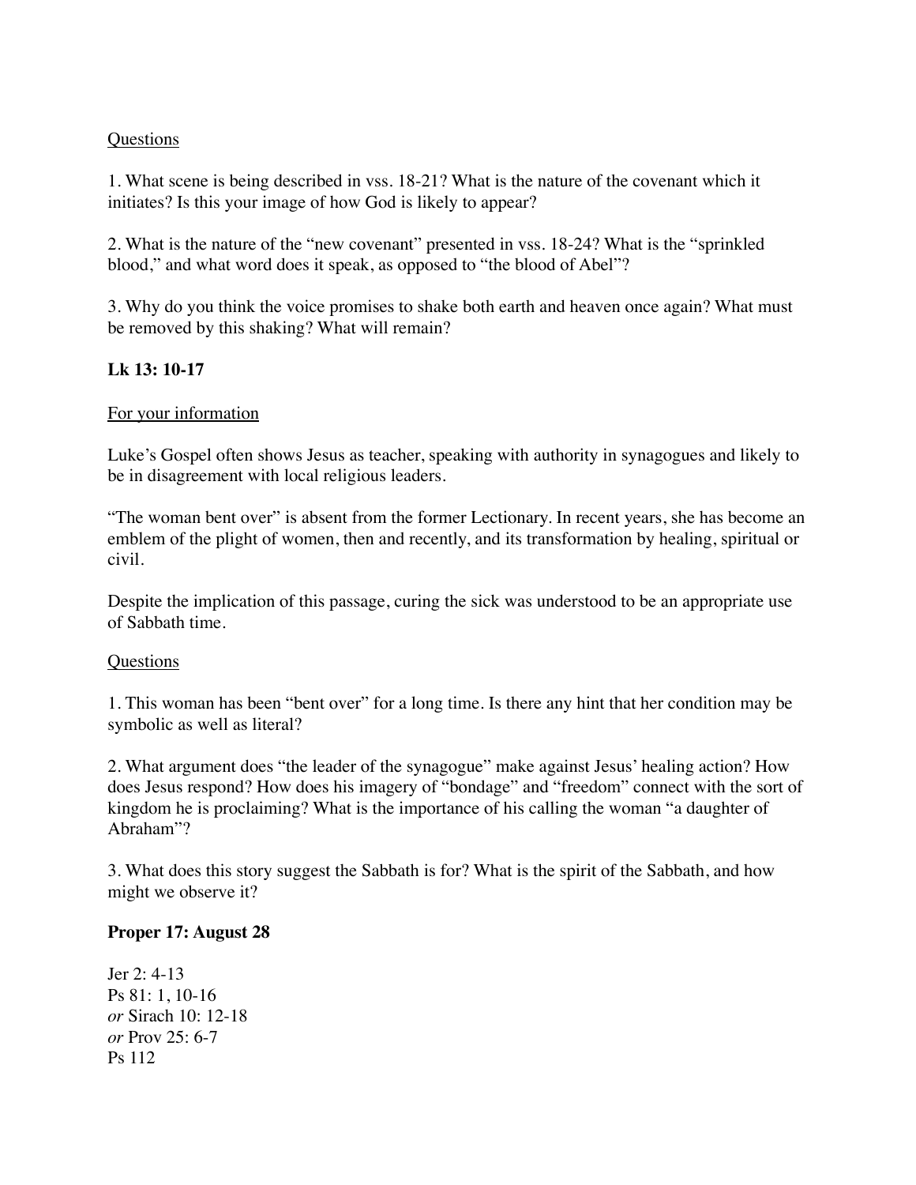Questions

1. What scene is being described in vss. 18-21? What is the nature of the covenant which it initiates? Is this your image of how God is likely to appear?

2. What is the nature of the "new covenant" presented in vss. 18-24? What is the "sprinkled blood," and what word does it speak, as opposed to "the blood of Abel"?

3. Why do you think the voice promises to shake both earth and heaven once again? What must be removed by this shaking? What will remain?

**Lk 13: 10-17**

For your information

Luke's Gospel often shows Jesus as teacher, speaking with authority in synagogues and likely to be in disagreement with local religious leaders.

"The woman bent over" is absent from the former Lectionary. In recent years, she has become an emblem of the plight of women, then and recently, and its transformation by healing, spiritual or civil.

Despite the implication of this passage, curing the sick was understood to be an appropriate use of Sabbath time.

Questions

1. This woman has been "bent over" for a long time. Is there any hint that her condition may be symbolic as well as literal?

2. What argument does "the leader of the synagogue" make against Jesus' healing action? How does Jesus respond? How does his imagery of "bondage" and "freedom" connect with the sort of kingdom he is proclaiming? What is the importance of his calling the woman "a daughter of Abraham"?

3. What does this story suggest the Sabbath is for? What is the spirit of the Sabbath, and how might we observe it?

**Proper 17: August 28**

Jer 2: 4-13
Ps 81: 1, 10-16
*or* Sirach 10: 12-18
*or* Prov 25: 6-7
Ps 112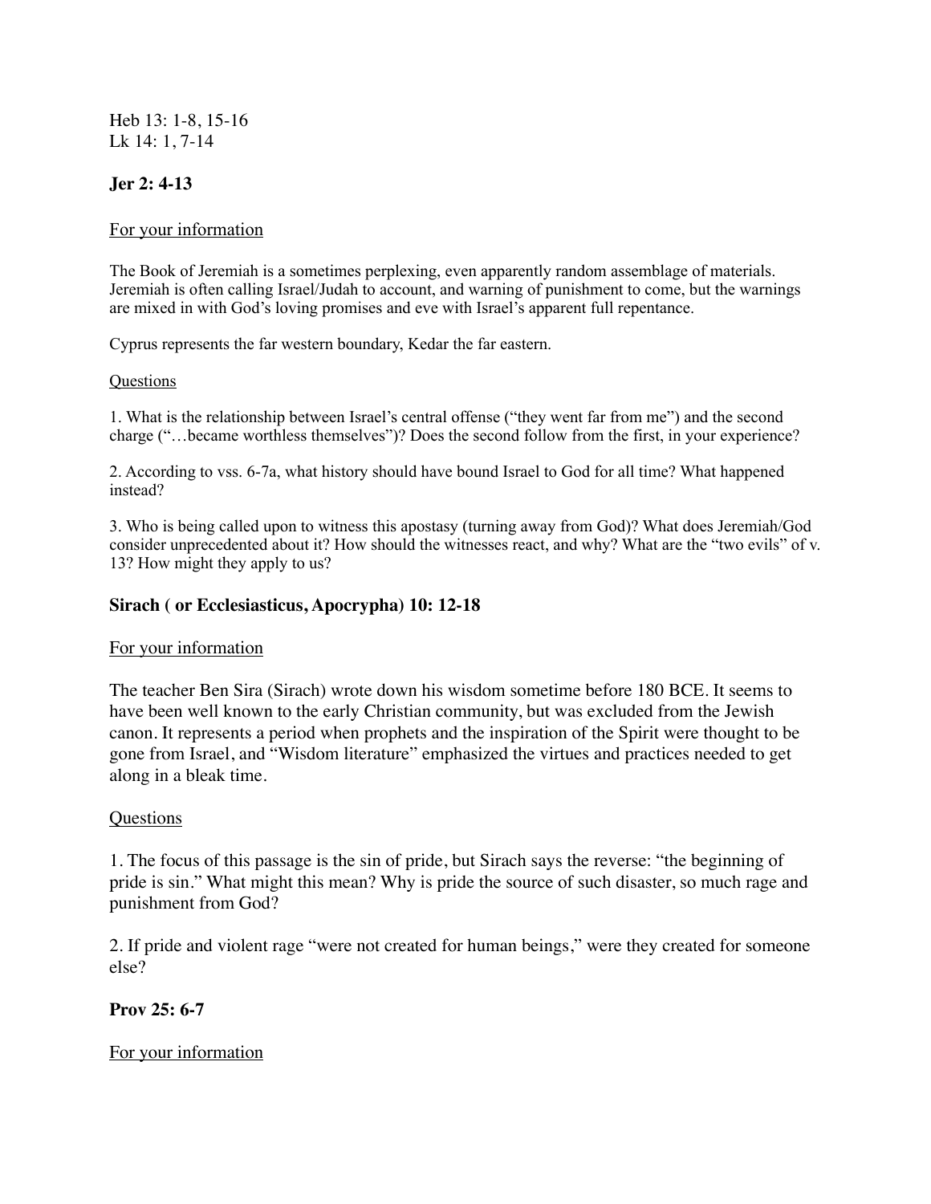Heb 13: 1-8, 15-16
Lk 14: 1, 7-14

### Jer 2: 4-13

For your information

The Book of Jeremiah is a sometimes perplexing, even apparently random assemblage of materials. Jeremiah is often calling Israel/Judah to account, and warning of punishment to come, but the warnings are mixed in with God's loving promises and eve with Israel's apparent full repentance.

Cyprus represents the far western boundary, Kedar the far eastern.

Questions

1. What is the relationship between Israel's central offense ("they went far from me") and the second charge ("…became worthless themselves")? Does the second follow from the first, in your experience?

2. According to vss. 6-7a, what history should have bound Israel to God for all time? What happened instead?

3. Who is being called upon to witness this apostasy (turning away from God)? What does Jeremiah/God consider unprecedented about it? How should the witnesses react, and why? What are the "two evils" of v. 13? How might they apply to us?

### Sirach ( or Ecclesiasticus, Apocrypha) 10: 12-18

For your information

The teacher Ben Sira (Sirach) wrote down his wisdom sometime before 180 BCE. It seems to have been well known to the early Christian community, but was excluded from the Jewish canon. It represents a period when prophets and the inspiration of the Spirit were thought to be gone from Israel, and "Wisdom literature" emphasized the virtues and practices needed to get along in a bleak time.

Questions

1. The focus of this passage is the sin of pride, but Sirach says the reverse: "the beginning of pride is sin." What might this mean? Why is pride the source of such disaster, so much rage and punishment from God?

2. If pride and violent rage "were not created for human beings," were they created for someone else?

### Prov 25: 6-7

For your information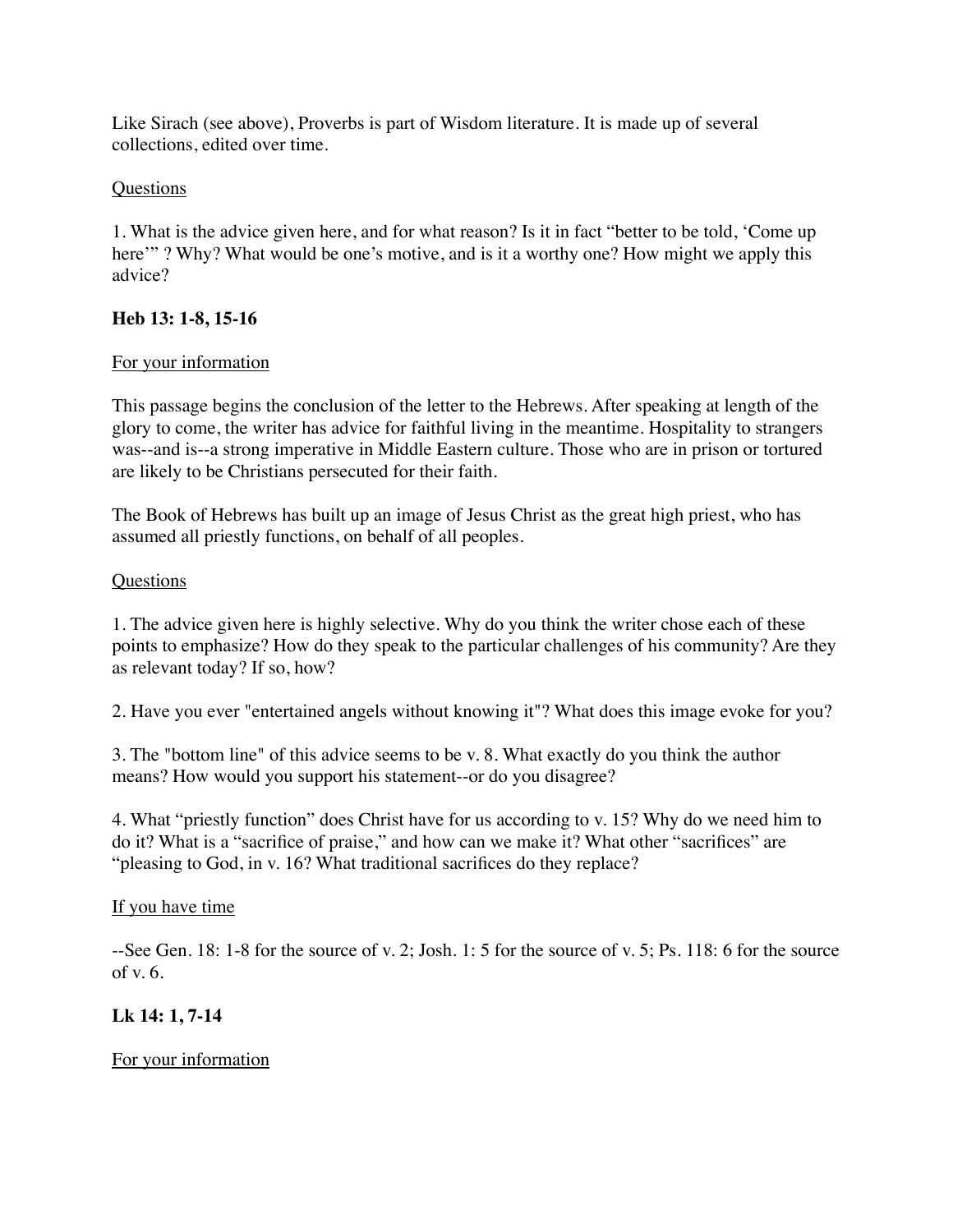Like Sirach (see above), Proverbs is part of Wisdom literature. It is made up of several collections, edited over time.

Questions

1. What is the advice given here, and for what reason? Is it in fact "better to be told, 'Come up here'" ? Why? What would be one's motive, and is it a worthy one? How might we apply this advice?

**Heb 13: 1-8, 15-16**

For your information

This passage begins the conclusion of the letter to the Hebrews. After speaking at length of the glory to come, the writer has advice for faithful living in the meantime. Hospitality to strangers was--and is--a strong imperative in Middle Eastern culture. Those who are in prison or tortured are likely to be Christians persecuted for their faith.

The Book of Hebrews has built up an image of Jesus Christ as the great high priest, who has assumed all priestly functions, on behalf of all peoples.

Questions

1. The advice given here is highly selective. Why do you think the writer chose each of these points to emphasize? How do they speak to the particular challenges of his community? Are they as relevant today? If so, how?

2. Have you ever "entertained angels without knowing it"? What does this image evoke for you?

3. The "bottom line" of this advice seems to be v. 8. What exactly do you think the author means? How would you support his statement--or do you disagree?

4. What "priestly function" does Christ have for us according to v. 15? Why do we need him to do it? What is a "sacrifice of praise," and how can we make it? What other "sacrifices" are "pleasing to God, in v. 16? What traditional sacrifices do they replace?

If you have time

--See Gen. 18: 1-8 for the source of v. 2; Josh. 1: 5 for the source of v. 5; Ps. 118: 6 for the source of v. 6.

**Lk 14: 1, 7-14**

For your information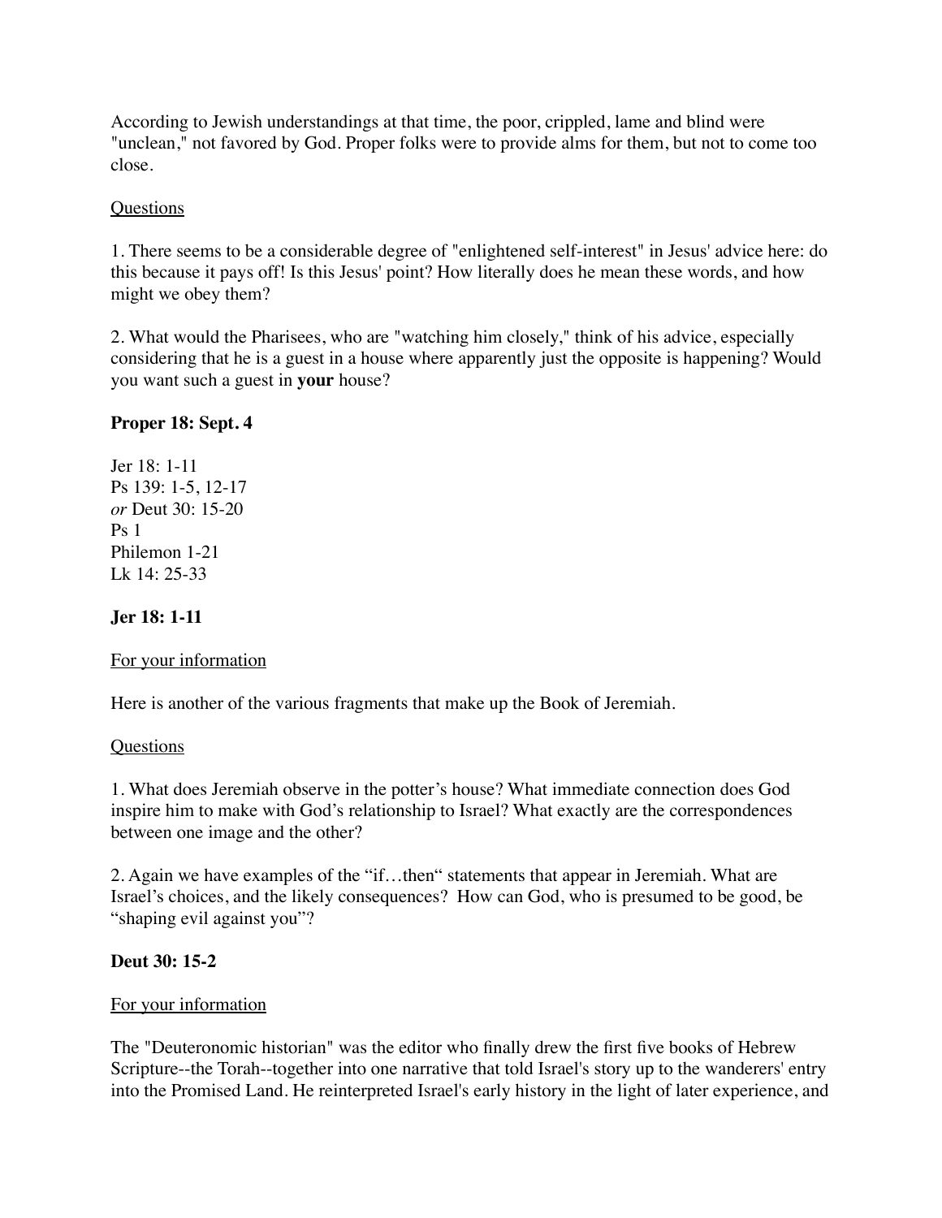According to Jewish understandings at that time, the poor, crippled, lame and blind were "unclean," not favored by God. Proper folks were to provide alms for them, but not to come too close.

<u>Questions</u>

1. There seems to be a considerable degree of "enlightened self-interest" in Jesus' advice here: do this because it pays off! Is this Jesus' point? How literally does he mean these words, and how might we obey them?

2. What would the Pharisees, who are "watching him closely," think of his advice, especially considering that he is a guest in a house where apparently just the opposite is happening? Would you want such a guest in **your** house?

**Proper 18: Sept. 4**

Jer 18: 1-11
Ps 139: 1-5, 12-17
*or* Deut 30: 15-20
Ps 1
Philemon 1-21
Lk 14: 25-33

**Jer 18: 1-11**

<u>For your information</u>

Here is another of the various fragments that make up the Book of Jeremiah.

<u>Questions</u>

1. What does Jeremiah observe in the potter's house? What immediate connection does God inspire him to make with God's relationship to Israel? What exactly are the correspondences between one image and the other?

2. Again we have examples of the "if…then" statements that appear in Jeremiah. What are Israel's choices, and the likely consequences? How can God, who is presumed to be good, be "shaping evil against you"?

**Deut 30: 15-2**

<u>For your information</u>

The "Deuteronomic historian" was the editor who finally drew the first five books of Hebrew Scripture--the Torah--together into one narrative that told Israel's story up to the wanderers' entry into the Promised Land. He reinterpreted Israel's early history in the light of later experience, and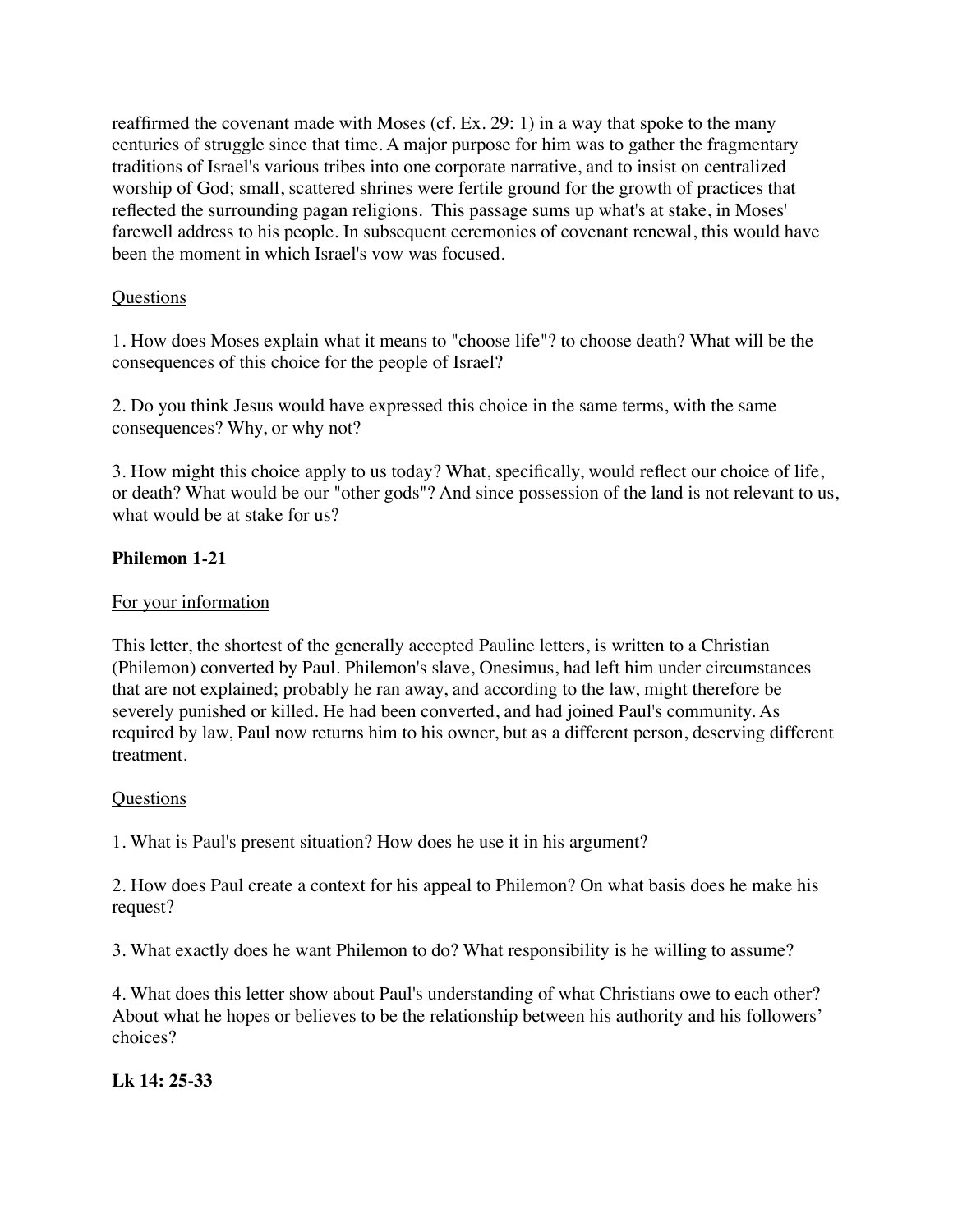reaffirmed the covenant made with Moses (cf. Ex. 29: 1) in a way that spoke to the many centuries of struggle since that time. A major purpose for him was to gather the fragmentary traditions of Israel's various tribes into one corporate narrative, and to insist on centralized worship of God; small, scattered shrines were fertile ground for the growth of practices that reflected the surrounding pagan religions. This passage sums up what's at stake, in Moses' farewell address to his people. In subsequent ceremonies of covenant renewal, this would have been the moment in which Israel's vow was focused.

Questions

1. How does Moses explain what it means to "choose life"? to choose death? What will be the consequences of this choice for the people of Israel?

2. Do you think Jesus would have expressed this choice in the same terms, with the same consequences? Why, or why not?

3. How might this choice apply to us today? What, specifically, would reflect our choice of life, or death? What would be our "other gods"? And since possession of the land is not relevant to us, what would be at stake for us?

**Philemon 1-21**

For your information

This letter, the shortest of the generally accepted Pauline letters, is written to a Christian (Philemon) converted by Paul. Philemon's slave, Onesimus, had left him under circumstances that are not explained; probably he ran away, and according to the law, might therefore be severely punished or killed. He had been converted, and had joined Paul's community. As required by law, Paul now returns him to his owner, but as a different person, deserving different treatment.

Questions

1. What is Paul's present situation? How does he use it in his argument?

2. How does Paul create a context for his appeal to Philemon? On what basis does he make his request?

3. What exactly does he want Philemon to do? What responsibility is he willing to assume?

4. What does this letter show about Paul's understanding of what Christians owe to each other? About what he hopes or believes to be the relationship between his authority and his followers' choices?

**Lk 14: 25-33**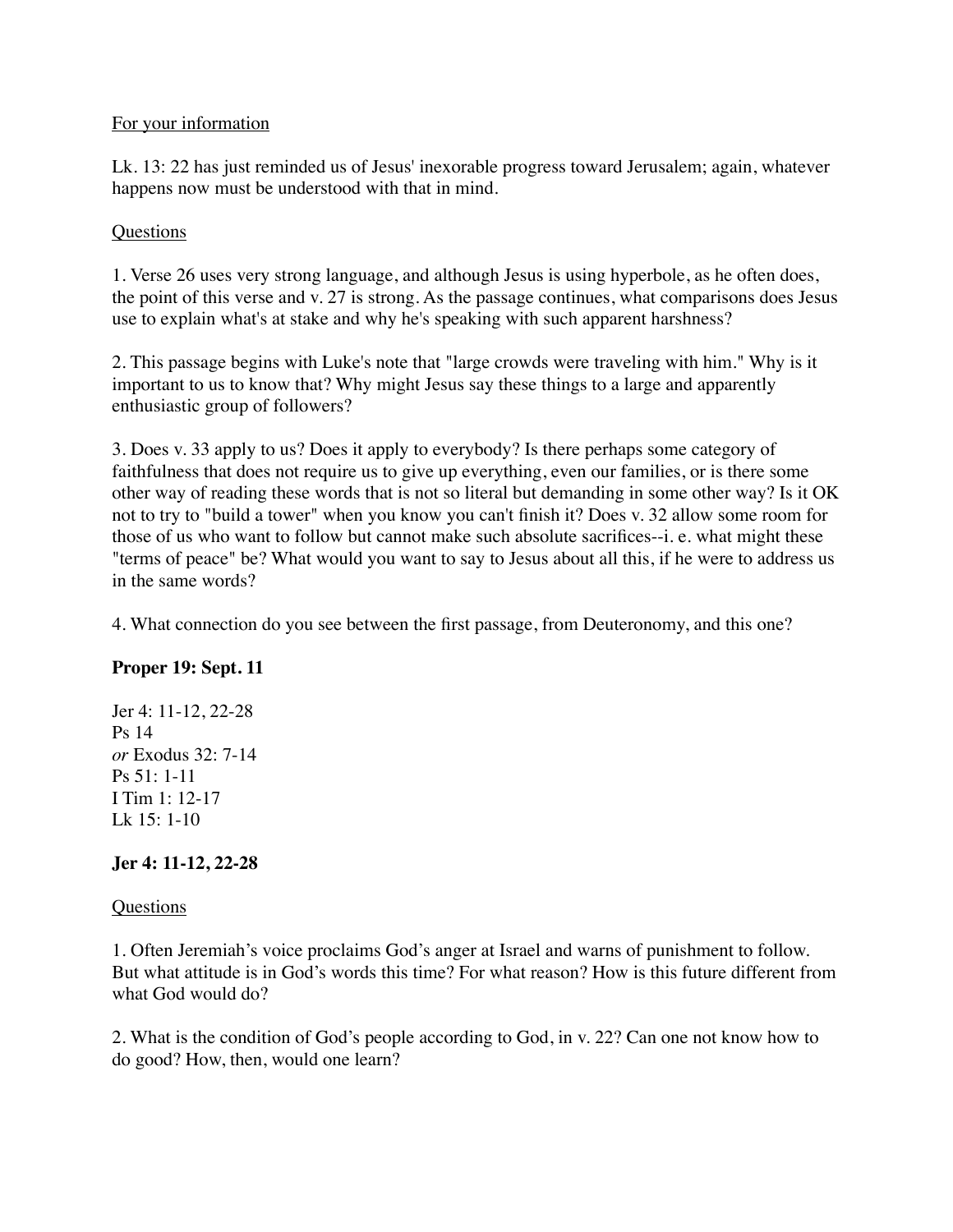For your information

Lk. 13: 22 has just reminded us of Jesus' inexorable progress toward Jerusalem; again, whatever happens now must be understood with that in mind.

Questions

1. Verse 26 uses very strong language, and although Jesus is using hyperbole, as he often does, the point of this verse and v. 27 is strong. As the passage continues, what comparisons does Jesus use to explain what's at stake and why he's speaking with such apparent harshness?

2. This passage begins with Luke's note that "large crowds were traveling with him." Why is it important to us to know that? Why might Jesus say these things to a large and apparently enthusiastic group of followers?

3. Does v. 33 apply to us? Does it apply to everybody? Is there perhaps some category of faithfulness that does not require us to give up everything, even our families, or is there some other way of reading these words that is not so literal but demanding in some other way? Is it OK not to try to "build a tower" when you know you can't finish it? Does v. 32 allow some room for those of us who want to follow but cannot make such absolute sacrifices--i. e. what might these "terms of peace" be? What would you want to say to Jesus about all this, if he were to address us in the same words?

4. What connection do you see between the first passage, from Deuteronomy, and this one?

### Proper 19: Sept. 11

Jer 4: 11-12, 22-28
Ps 14
*or* Exodus 32: 7-14
Ps 51: 1-11
I Tim 1: 12-17
Lk 15: 1-10

### Jer 4: 11-12, 22-28

Questions

1. Often Jeremiah's voice proclaims God's anger at Israel and warns of punishment to follow. But what attitude is in God's words this time? For what reason? How is this future different from what God would do?

2. What is the condition of God's people according to God, in v. 22? Can one not know how to do good? How, then, would one learn?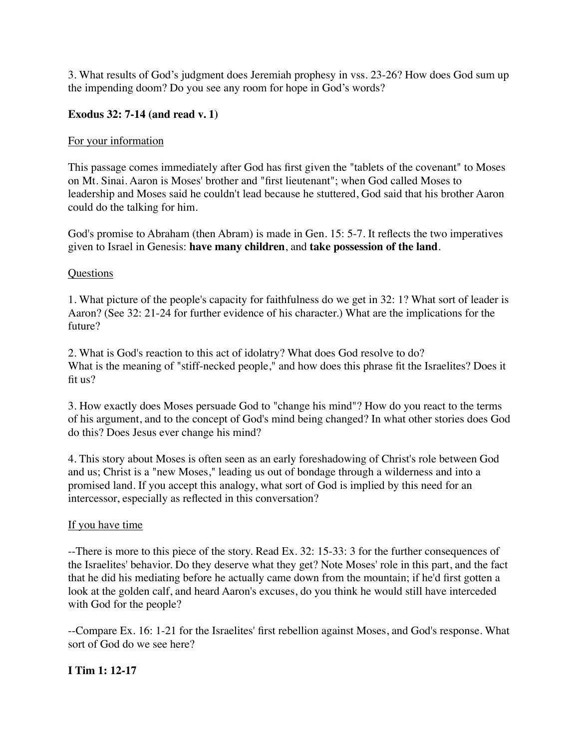3. What results of God's judgment does Jeremiah prophesy in vss. 23-26? How does God sum up the impending doom? Do you see any room for hope in God's words?

**Exodus 32: 7-14 (and read v. 1)**

For your information

This passage comes immediately after God has first given the "tablets of the covenant" to Moses on Mt. Sinai. Aaron is Moses' brother and "first lieutenant"; when God called Moses to leadership and Moses said he couldn't lead because he stuttered, God said that his brother Aaron could do the talking for him.

God's promise to Abraham (then Abram) is made in Gen. 15: 5-7. It reflects the two imperatives given to Israel in Genesis: **have many children**, and **take possession of the land**.

Questions

1. What picture of the people's capacity for faithfulness do we get in 32: 1? What sort of leader is Aaron? (See 32: 21-24 for further evidence of his character.) What are the implications for the future?

2. What is God's reaction to this act of idolatry? What does God resolve to do?
What is the meaning of "stiff-necked people," and how does this phrase fit the Israelites? Does it fit us?

3. How exactly does Moses persuade God to "change his mind"? How do you react to the terms of his argument, and to the concept of God's mind being changed? In what other stories does God do this? Does Jesus ever change his mind?

4. This story about Moses is often seen as an early foreshadowing of Christ's role between God and us; Christ is a "new Moses," leading us out of bondage through a wilderness and into a promised land. If you accept this analogy, what sort of God is implied by this need for an intercessor, especially as reflected in this conversation?

If you have time

--There is more to this piece of the story. Read Ex. 32: 15-33: 3 for the further consequences of the Israelites' behavior. Do they deserve what they get? Note Moses' role in this part, and the fact that he did his mediating before he actually came down from the mountain; if he'd first gotten a look at the golden calf, and heard Aaron's excuses, do you think he would still have interceded with God for the people?

--Compare Ex. 16: 1-21 for the Israelites' first rebellion against Moses, and God's response. What sort of God do we see here?

**I Tim 1: 12-17**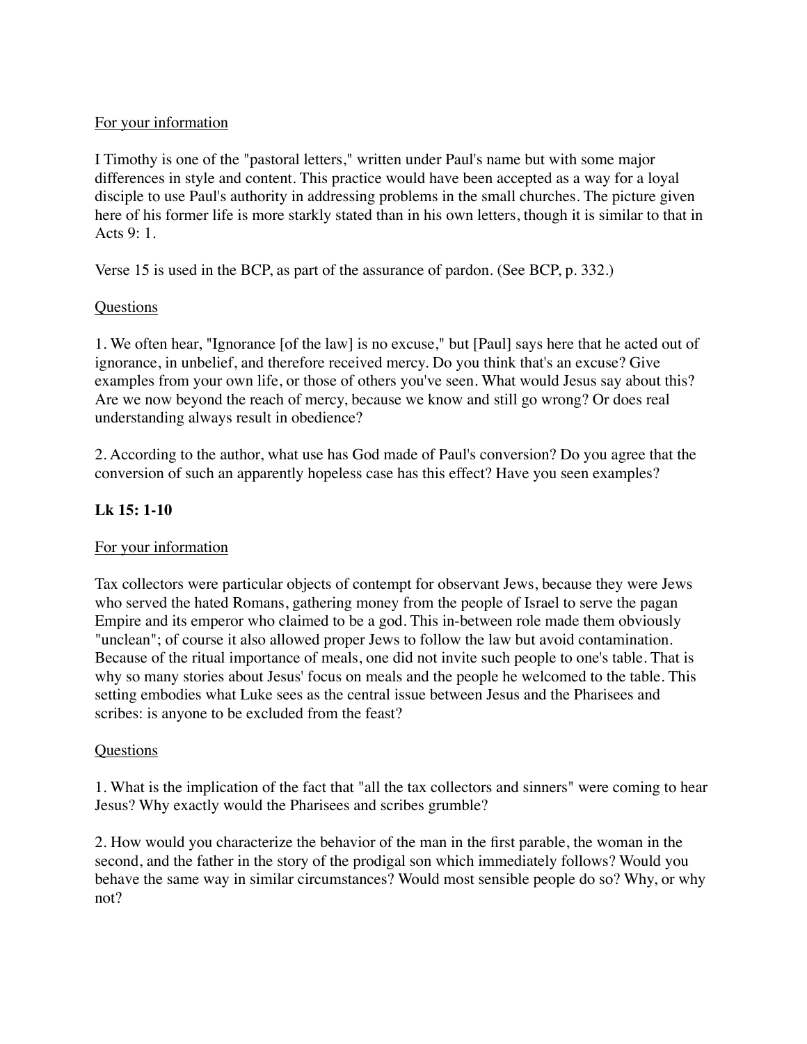For your information

I Timothy is one of the "pastoral letters," written under Paul's name but with some major differences in style and content. This practice would have been accepted as a way for a loyal disciple to use Paul's authority in addressing problems in the small churches. The picture given here of his former life is more starkly stated than in his own letters, though it is similar to that in Acts 9: 1.

Verse 15 is used in the BCP, as part of the assurance of pardon. (See BCP, p. 332.)

Questions

1. We often hear, "Ignorance [of the law] is no excuse," but [Paul] says here that he acted out of ignorance, in unbelief, and therefore received mercy. Do you think that's an excuse? Give examples from your own life, or those of others you've seen. What would Jesus say about this? Are we now beyond the reach of mercy, because we know and still go wrong? Or does real understanding always result in obedience?

2. According to the author, what use has God made of Paul's conversion? Do you agree that the conversion of such an apparently hopeless case has this effect? Have you seen examples?

**Lk 15: 1-10**

For your information

Tax collectors were particular objects of contempt for observant Jews, because they were Jews who served the hated Romans, gathering money from the people of Israel to serve the pagan Empire and its emperor who claimed to be a god. This in-between role made them obviously "unclean"; of course it also allowed proper Jews to follow the law but avoid contamination. Because of the ritual importance of meals, one did not invite such people to one's table. That is why so many stories about Jesus' focus on meals and the people he welcomed to the table. This setting embodies what Luke sees as the central issue between Jesus and the Pharisees and scribes: is anyone to be excluded from the feast?

Questions

1. What is the implication of the fact that "all the tax collectors and sinners" were coming to hear Jesus? Why exactly would the Pharisees and scribes grumble?

2. How would you characterize the behavior of the man in the first parable, the woman in the second, and the father in the story of the prodigal son which immediately follows? Would you behave the same way in similar circumstances? Would most sensible people do so? Why, or why not?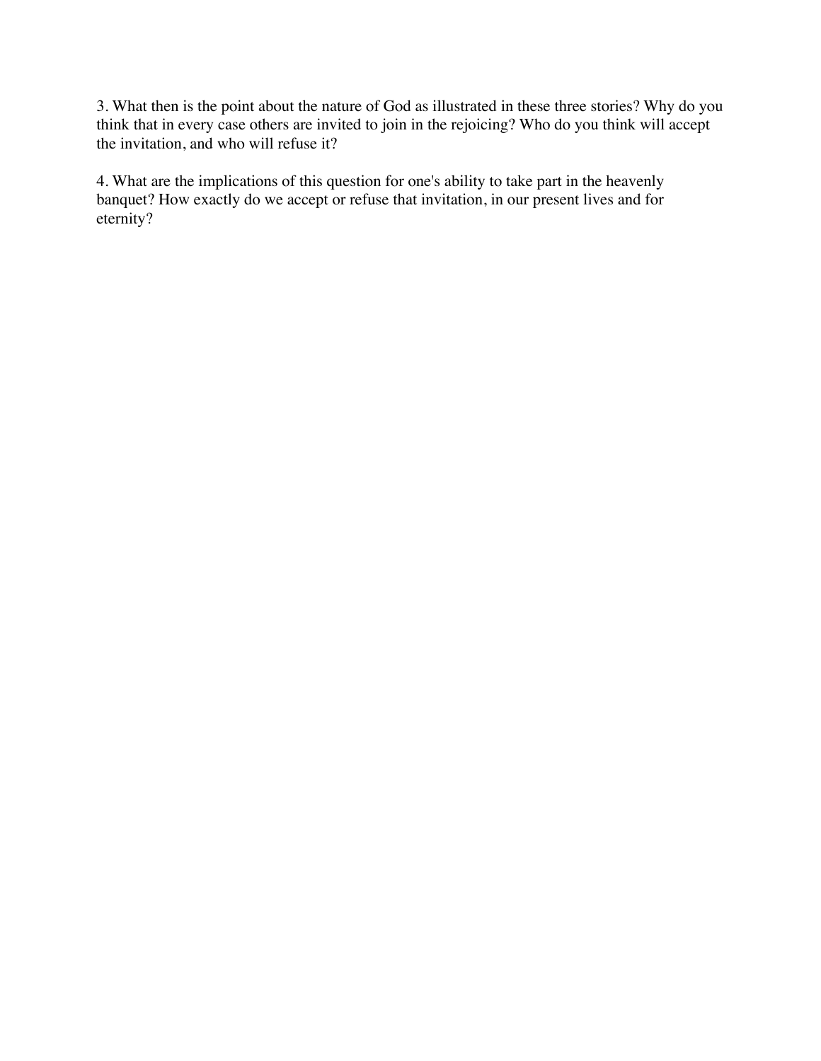3. What then is the point about the nature of God as illustrated in these three stories? Why do you think that in every case others are invited to join in the rejoicing? Who do you think will accept the invitation, and who will refuse it?

4. What are the implications of this question for one's ability to take part in the heavenly banquet? How exactly do we accept or refuse that invitation, in our present lives and for eternity?